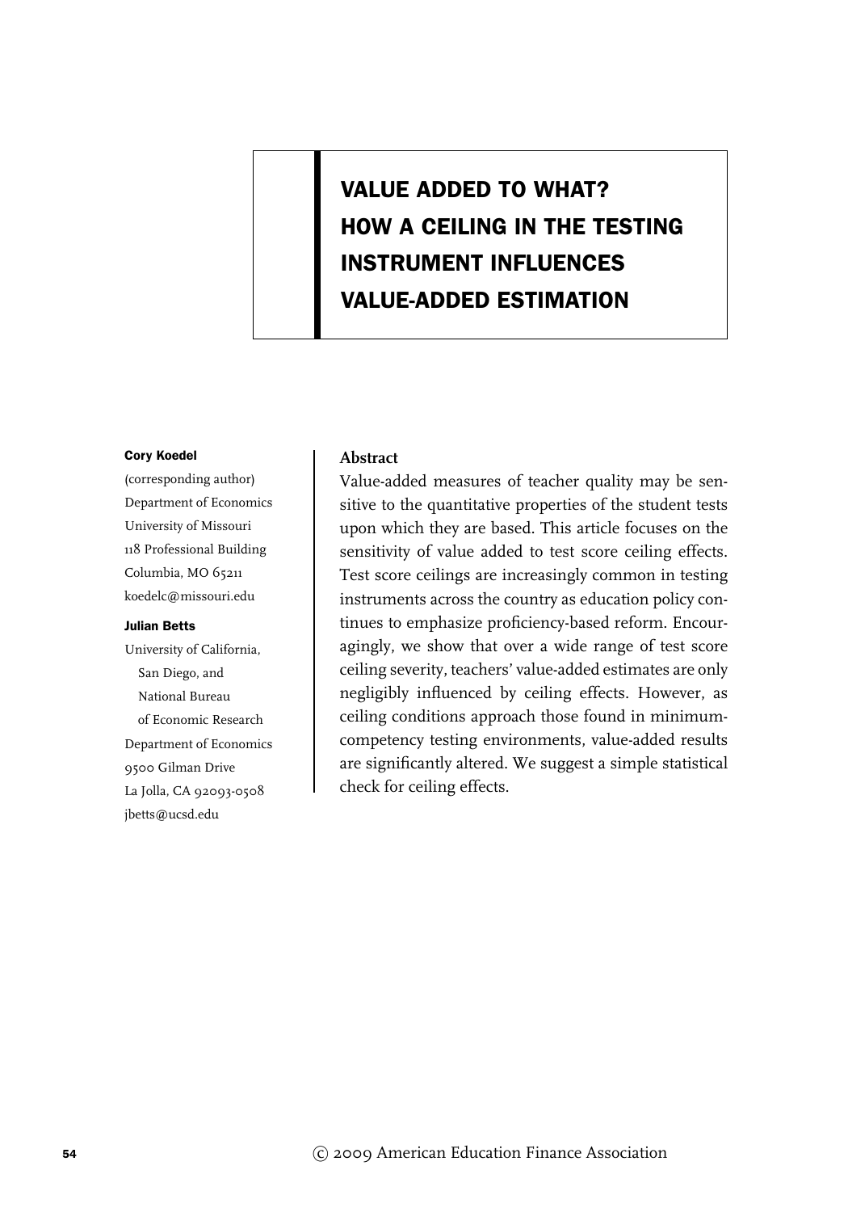# VALUE ADDED TO WHAT? HOW A CEILING IN THE TESTING INSTRUMENT INFLUENCES VALUE-ADDED ESTIMATION

**Cory Koedel**
(corresponding author)
Department of Economics
University of Missouri
118 Professional Building
Columbia, MO 65211
koedelc@missouri.edu

**Julian Betts**
University of California, San Diego, and National Bureau of Economic Research
Department of Economics
9500 Gilman Drive
La Jolla, CA 92093-0508
jbetts@ucsd.edu

## Abstract

Value-added measures of teacher quality may be sensitive to the quantitative properties of the student tests upon which they are based. This article focuses on the sensitivity of value added to test score ceiling effects. Test score ceilings are increasingly common in testing instruments across the country as education policy continues to emphasize proficiency-based reform. Encouragingly, we show that over a wide range of test score ceiling severity, teachers' value-added estimates are only negligibly influenced by ceiling effects. However, as ceiling conditions approach those found in minimum-competency testing environments, value-added results are significantly altered. We suggest a simple statistical check for ceiling effects.

© 2009 American Education Finance Association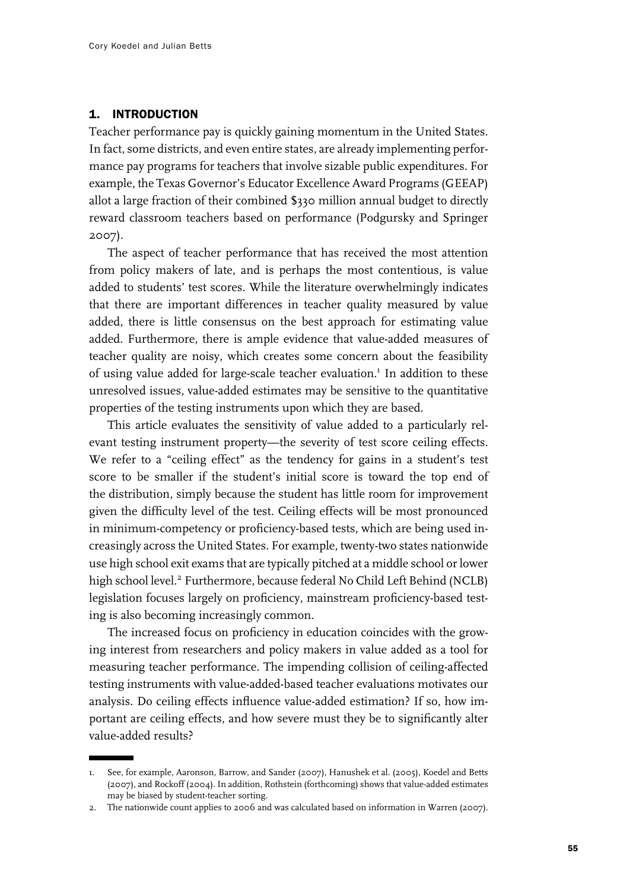## 1. INTRODUCTION

Teacher performance pay is quickly gaining momentum in the United States. In fact, some districts, and even entire states, are already implementing performance pay programs for teachers that involve sizable public expenditures. For example, the Texas Governor's Educator Excellence Award Programs (GEEAP) allot a large fraction of their combined $330 million annual budget to directly reward classroom teachers based on performance (Podgursky and Springer 2007).

The aspect of teacher performance that has received the most attention from policy makers of late, and is perhaps the most contentious, is value added to students' test scores. While the literature overwhelmingly indicates that there are important differences in teacher quality measured by value added, there is little consensus on the best approach for estimating value added. Furthermore, there is ample evidence that value-added measures of teacher quality are noisy, which creates some concern about the feasibility of using value added for large-scale teacher evaluation.[1] In addition to these unresolved issues, value-added estimates may be sensitive to the quantitative properties of the testing instruments upon which they are based.

This article evaluates the sensitivity of value added to a particularly relevant testing instrument property—the severity of test score ceiling effects. We refer to a "ceiling effect" as the tendency for gains in a student's test score to be smaller if the student's initial score is toward the top end of the distribution, simply because the student has little room for improvement given the difficulty level of the test. Ceiling effects will be most pronounced in minimum-competency or proficiency-based tests, which are being used increasingly across the United States. For example, twenty-two states nationwide use high school exit exams that are typically pitched at a middle school or lower high school level.[2] Furthermore, because federal No Child Left Behind (NCLB) legislation focuses largely on proficiency, mainstream proficiency-based testing is also becoming increasingly common.

The increased focus on proficiency in education coincides with the growing interest from researchers and policy makers in value added as a tool for measuring teacher performance. The impending collision of ceiling-affected testing instruments with value-added-based teacher evaluations motivates our analysis. Do ceiling effects influence value-added estimation? If so, how important are ceiling effects, and how severe must they be to significantly alter value-added results?

---

1. See, for example, Aaronson, Barrow, and Sander (2007), Hanushek et al. (2005), Koedel and Betts (2007), and Rockoff (2004). In addition, Rothstein (forthcoming) shows that value-added estimates may be biased by student-teacher sorting.
2. The nationwide count applies to 2006 and was calculated based on information in Warren (2007).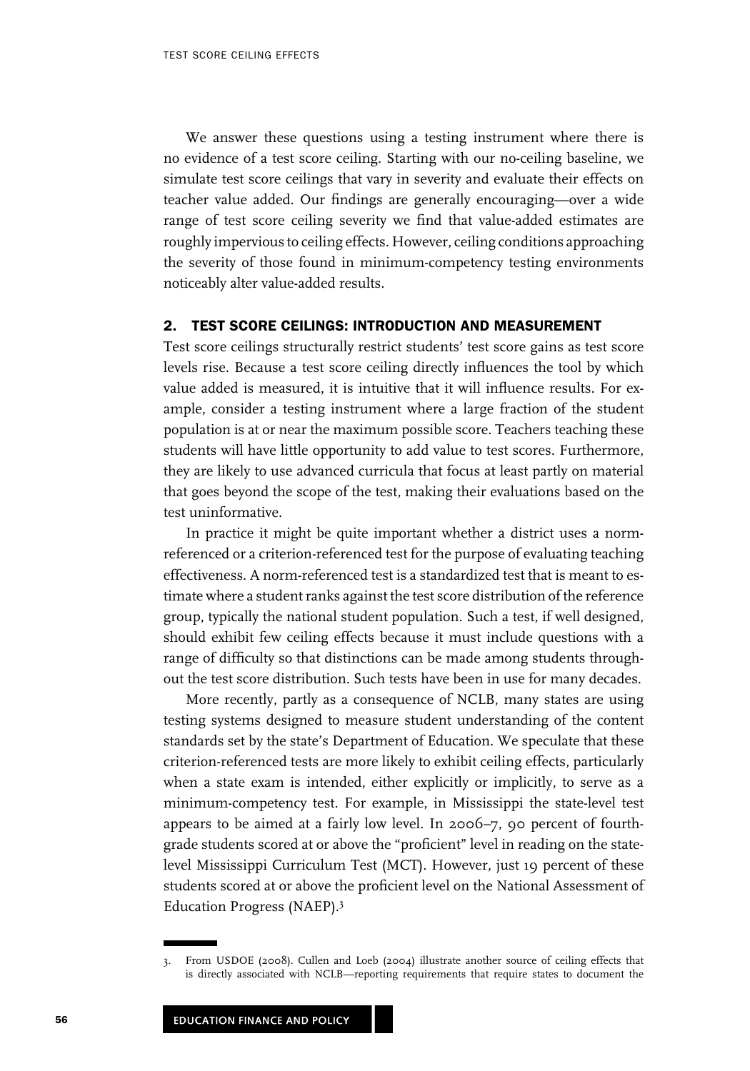We answer these questions using a testing instrument where there is no evidence of a test score ceiling. Starting with our no-ceiling baseline, we simulate test score ceilings that vary in severity and evaluate their effects on teacher value added. Our findings are generally encouraging—over a wide range of test score ceiling severity we find that value-added estimates are roughly impervious to ceiling effects. However, ceiling conditions approaching the severity of those found in minimum-competency testing environments noticeably alter value-added results.

## 2. TEST SCORE CEILINGS: INTRODUCTION AND MEASUREMENT

Test score ceilings structurally restrict students' test score gains as test score levels rise. Because a test score ceiling directly influences the tool by which value added is measured, it is intuitive that it will influence results. For example, consider a testing instrument where a large fraction of the student population is at or near the maximum possible score. Teachers teaching these students will have little opportunity to add value to test scores. Furthermore, they are likely to use advanced curricula that focus at least partly on material that goes beyond the scope of the test, making their evaluations based on the test uninformative.

In practice it might be quite important whether a district uses a norm-referenced or a criterion-referenced test for the purpose of evaluating teaching effectiveness. A norm-referenced test is a standardized test that is meant to estimate where a student ranks against the test score distribution of the reference group, typically the national student population. Such a test, if well designed, should exhibit few ceiling effects because it must include questions with a range of difficulty so that distinctions can be made among students throughout the test score distribution. Such tests have been in use for many decades.

More recently, partly as a consequence of NCLB, many states are using testing systems designed to measure student understanding of the content standards set by the state's Department of Education. We speculate that these criterion-referenced tests are more likely to exhibit ceiling effects, particularly when a state exam is intended, either explicitly or implicitly, to serve as a minimum-competency test. For example, in Mississippi the state-level test appears to be aimed at a fairly low level. In 2006–7, 90 percent of fourth-grade students scored at or above the "proficient" level in reading on the state-level Mississippi Curriculum Test (MCT). However, just 19 percent of these students scored at or above the proficient level on the National Assessment of Education Progress (NAEP).[3]

---

3. From USDOE (2008). Cullen and Loeb (2004) illustrate another source of ceiling effects that is directly associated with NCLB—reporting requirements that require states to document the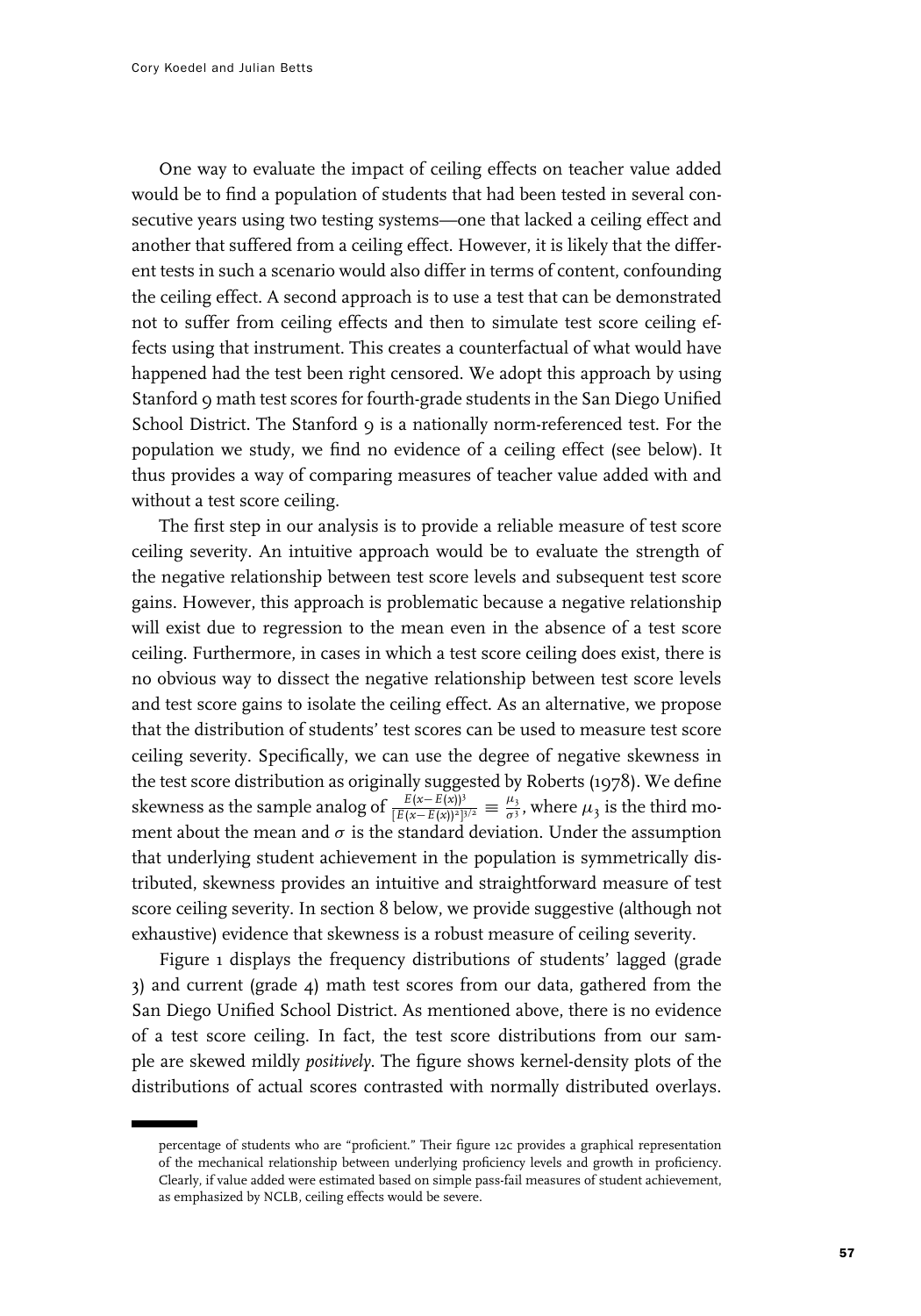One way to evaluate the impact of ceiling effects on teacher value added would be to find a population of students that had been tested in several consecutive years using two testing systems—one that lacked a ceiling effect and another that suffered from a ceiling effect. However, it is likely that the different tests in such a scenario would also differ in terms of content, confounding the ceiling effect. A second approach is to use a test that can be demonstrated not to suffer from ceiling effects and then to simulate test score ceiling effects using that instrument. This creates a counterfactual of what would have happened had the test been right censored. We adopt this approach by using Stanford 9 math test scores for fourth-grade students in the San Diego Unified School District. The Stanford 9 is a nationally norm-referenced test. For the population we study, we find no evidence of a ceiling effect (see below). It thus provides a way of comparing measures of teacher value added with and without a test score ceiling.

The first step in our analysis is to provide a reliable measure of test score ceiling severity. An intuitive approach would be to evaluate the strength of the negative relationship between test score levels and subsequent test score gains. However, this approach is problematic because a negative relationship will exist due to regression to the mean even in the absence of a test score ceiling. Furthermore, in cases in which a test score ceiling does exist, there is no obvious way to dissect the negative relationship between test score levels and test score gains to isolate the ceiling effect. As an alternative, we propose that the distribution of students' test scores can be used to measure test score ceiling severity. Specifically, we can use the degree of negative skewness in the test score distribution as originally suggested by Roberts (1978). We define skewness as the sample analog of $\frac{E(x-E(x))^3}{[E(x-E(x))^2]^{3/2}} \equiv \frac{\mu_3}{\sigma^3}$, where $\mu_3$ is the third moment about the mean and $\sigma$ is the standard deviation. Under the assumption that underlying student achievement in the population is symmetrically distributed, skewness provides an intuitive and straightforward measure of test score ceiling severity. In section 8 below, we provide suggestive (although not exhaustive) evidence that skewness is a robust measure of ceiling severity.

Figure 1 displays the frequency distributions of students' lagged (grade 3) and current (grade 4) math test scores from our data, gathered from the San Diego Unified School District. As mentioned above, there is no evidence of a test score ceiling. In fact, the test score distributions from our sample are skewed mildly *positively*. The figure shows kernel-density plots of the distributions of actual scores contrasted with normally distributed overlays.

---

percentage of students who are "proficient." Their figure 12c provides a graphical representation of the mechanical relationship between underlying proficiency levels and growth in proficiency. Clearly, if value added were estimated based on simple pass-fail measures of student achievement, as emphasized by NCLB, ceiling effects would be severe.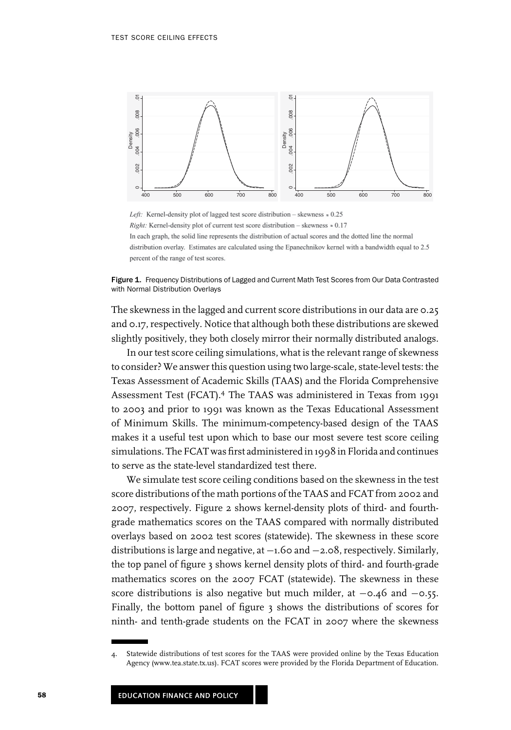*Left:* Kernel-density plot of lagged test score distribution – skewness ≈ 0.25

*Right:* Kernel-density plot of current test score distribution – skewness ≈ 0.17

In each graph, the solid line represents the distribution of actual scores and the dotted line the normal distribution overlay. Estimates are calculated using the Epanechnikov kernel with a bandwidth equal to 2.5 percent of the range of test scores.

**Figure 1.** Frequency Distributions of Lagged and Current Math Test Scores from Our Data Contrasted with Normal Distribution Overlays

The skewness in the lagged and current score distributions in our data are 0.25 and 0.17, respectively. Notice that although both these distributions are skewed slightly positively, they both closely mirror their normally distributed analogs.

In our test score ceiling simulations, what is the relevant range of skewness to consider? We answer this question using two large-scale, state-level tests: the Texas Assessment of Academic Skills (TAAS) and the Florida Comprehensive Assessment Test (FCAT).[4] The TAAS was administered in Texas from 1991 to 2003 and prior to 1991 was known as the Texas Educational Assessment of Minimum Skills. The minimum-competency-based design of the TAAS makes it a useful test upon which to base our most severe test score ceiling simulations. The FCAT was first administered in 1998 in Florida and continues to serve as the state-level standardized test there.

We simulate test score ceiling conditions based on the skewness in the test score distributions of the math portions of the TAAS and FCAT from 2002 and 2007, respectively. Figure 2 shows kernel-density plots of third- and fourth-grade mathematics scores on the TAAS compared with normally distributed overlays based on 2002 test scores (statewide). The skewness in these score distributions is large and negative, at −1.60 and −2.08, respectively. Similarly, the top panel of figure 3 shows kernel density plots of third- and fourth-grade mathematics scores on the 2007 FCAT (statewide). The skewness in these score distributions is also negative but much milder, at −0.46 and −0.55. Finally, the bottom panel of figure 3 shows the distributions of scores for ninth- and tenth-grade students on the FCAT in 2007 where the skewness

4. Statewide distributions of test scores for the TAAS were provided online by the Texas Education Agency (www.tea.state.tx.us). FCAT scores were provided by the Florida Department of Education.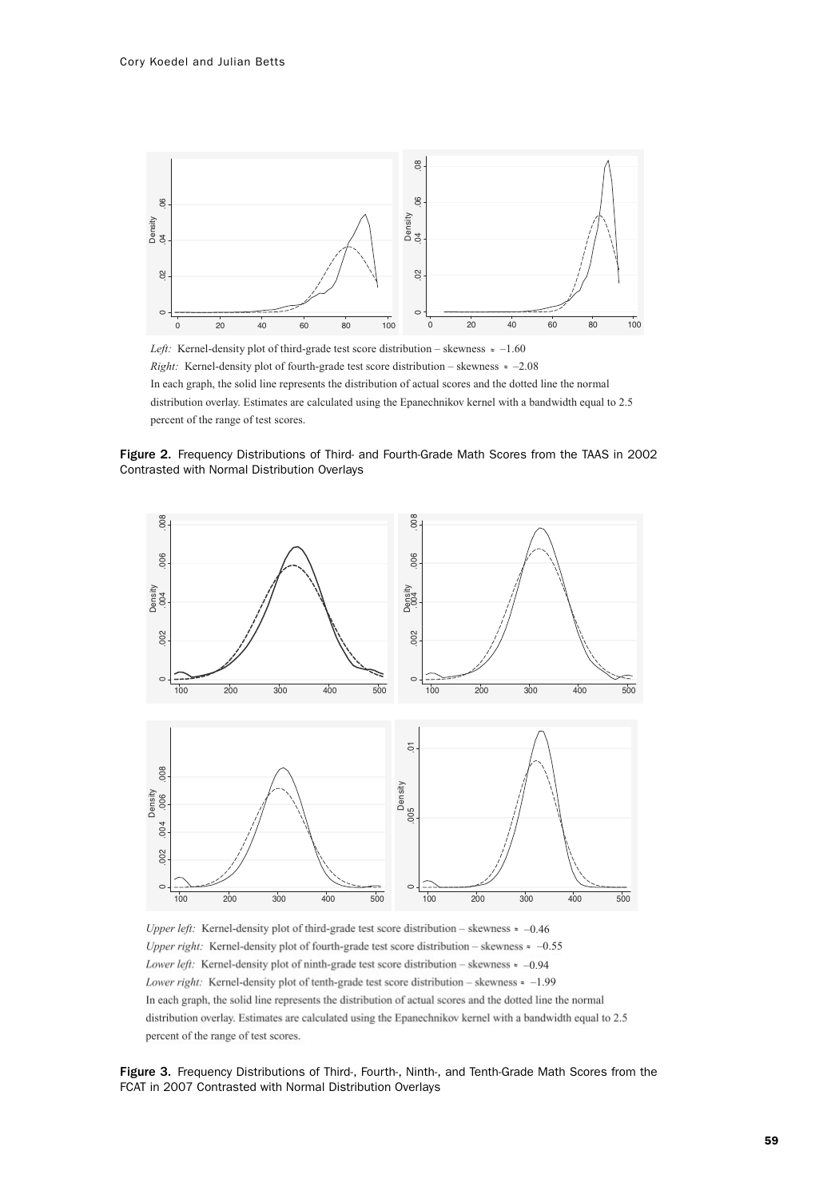*Left:* Kernel-density plot of third-grade test score distribution – skewness ≈ –1.60
*Right:* Kernel-density plot of fourth-grade test score distribution – skewness ≈ –2.08
In each graph, the solid line represents the distribution of actual scores and the dotted line the normal distribution overlay. Estimates are calculated using the Epanechnikov kernel with a bandwidth equal to 2.5 percent of the range of test scores.

**Figure 2.** Frequency Distributions of Third- and Fourth-Grade Math Scores from the TAAS in 2002 Contrasted with Normal Distribution Overlays

*Upper left:* Kernel-density plot of third-grade test score distribution – skewness ≈ –0.46
*Upper right:* Kernel-density plot of fourth-grade test score distribution – skewness ≈ –0.55
*Lower left:* Kernel-density plot of ninth-grade test score distribution – skewness ≈ –0.94
*Lower right:* Kernel-density plot of tenth-grade test score distribution – skewness ≈ –1.99
In each graph, the solid line represents the distribution of actual scores and the dotted line the normal distribution overlay. Estimates are calculated using the Epanechnikov kernel with a bandwidth equal to 2.5 percent of the range of test scores.

**Figure 3.** Frequency Distributions of Third-, Fourth-, Ninth-, and Tenth-Grade Math Scores from the FCAT in 2007 Contrasted with Normal Distribution Overlays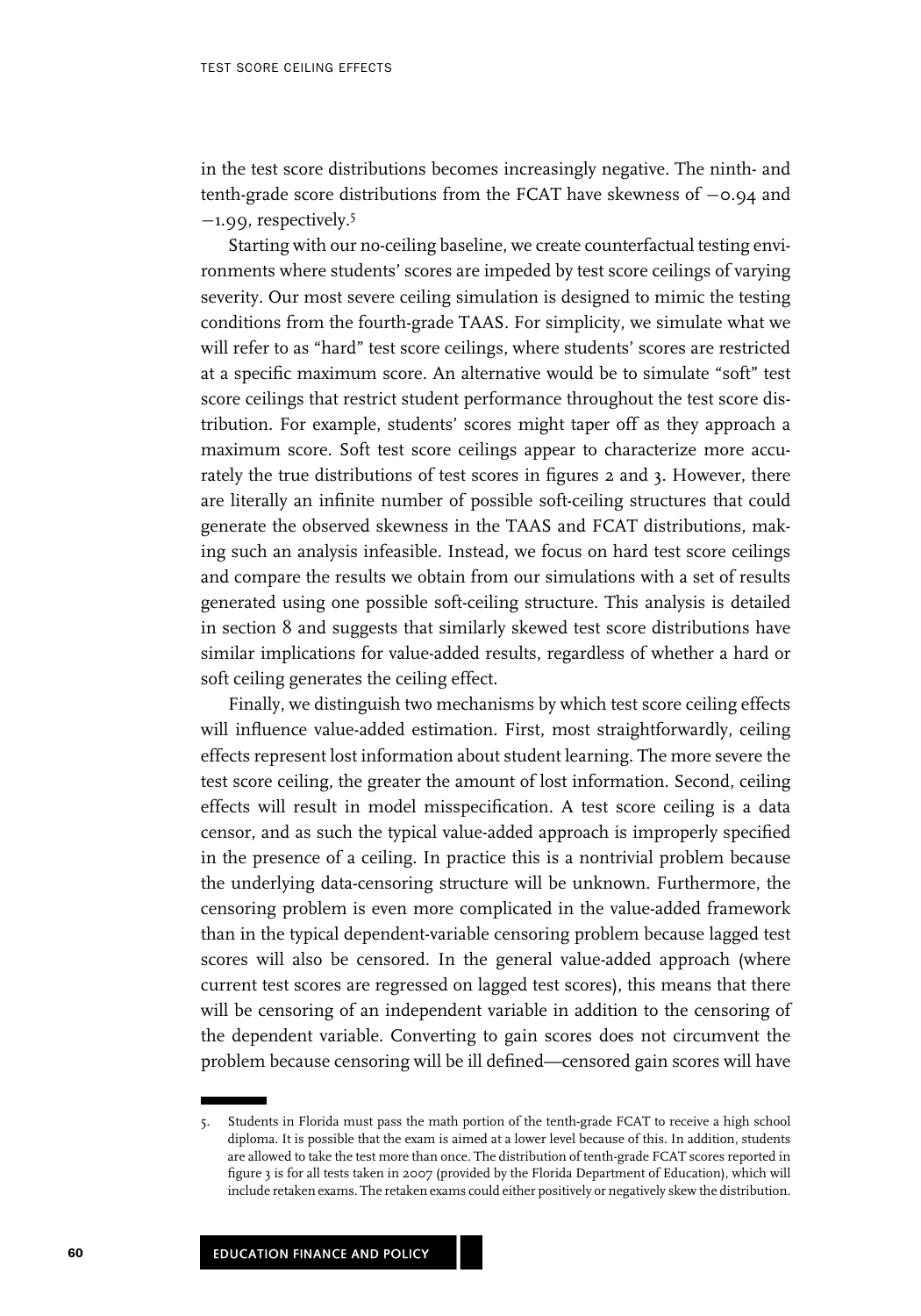in the test score distributions becomes increasingly negative. The ninth- and tenth-grade score distributions from the FCAT have skewness of −0.94 and −1.99, respectively.[5]

Starting with our no-ceiling baseline, we create counterfactual testing environments where students' scores are impeded by test score ceilings of varying severity. Our most severe ceiling simulation is designed to mimic the testing conditions from the fourth-grade TAAS. For simplicity, we simulate what we will refer to as "hard" test score ceilings, where students' scores are restricted at a specific maximum score. An alternative would be to simulate "soft" test score ceilings that restrict student performance throughout the test score distribution. For example, students' scores might taper off as they approach a maximum score. Soft test score ceilings appear to characterize more accurately the true distributions of test scores in figures 2 and 3. However, there are literally an infinite number of possible soft-ceiling structures that could generate the observed skewness in the TAAS and FCAT distributions, making such an analysis infeasible. Instead, we focus on hard test score ceilings and compare the results we obtain from our simulations with a set of results generated using one possible soft-ceiling structure. This analysis is detailed in section 8 and suggests that similarly skewed test score distributions have similar implications for value-added results, regardless of whether a hard or soft ceiling generates the ceiling effect.

Finally, we distinguish two mechanisms by which test score ceiling effects will influence value-added estimation. First, most straightforwardly, ceiling effects represent lost information about student learning. The more severe the test score ceiling, the greater the amount of lost information. Second, ceiling effects will result in model misspecification. A test score ceiling is a data censor, and as such the typical value-added approach is improperly specified in the presence of a ceiling. In practice this is a nontrivial problem because the underlying data-censoring structure will be unknown. Furthermore, the censoring problem is even more complicated in the value-added framework than in the typical dependent-variable censoring problem because lagged test scores will also be censored. In the general value-added approach (where current test scores are regressed on lagged test scores), this means that there will be censoring of an independent variable in addition to the censoring of the dependent variable. Converting to gain scores does not circumvent the problem because censoring will be ill defined—censored gain scores will have

5. Students in Florida must pass the math portion of the tenth-grade FCAT to receive a high school diploma. It is possible that the exam is aimed at a lower level because of this. In addition, students are allowed to take the test more than once. The distribution of tenth-grade FCAT scores reported in figure 3 is for all tests taken in 2007 (provided by the Florida Department of Education), which will include retaken exams. The retaken exams could either positively or negatively skew the distribution.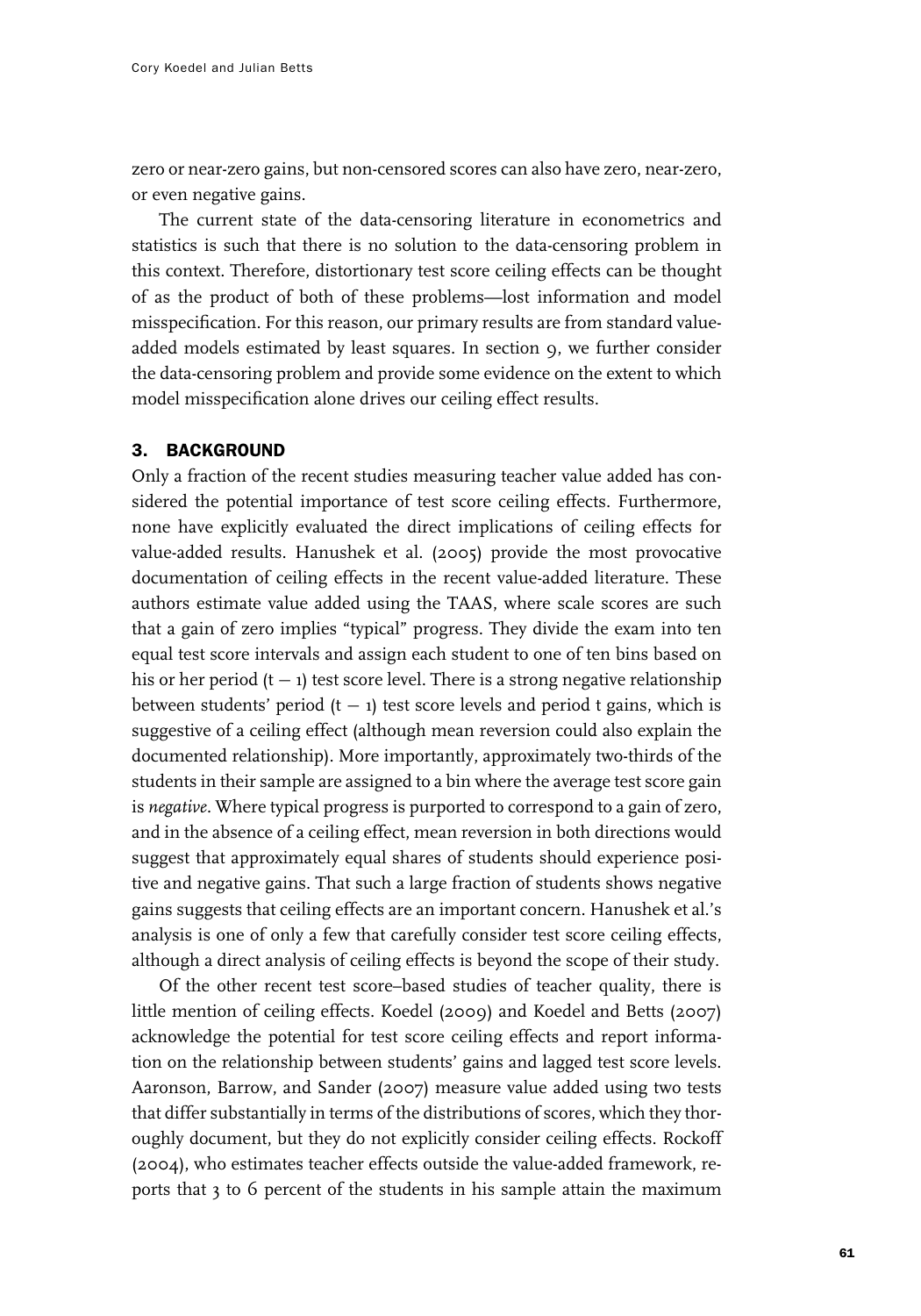zero or near-zero gains, but non-censored scores can also have zero, near-zero, or even negative gains.

The current state of the data-censoring literature in econometrics and statistics is such that there is no solution to the data-censoring problem in this context. Therefore, distortionary test score ceiling effects can be thought of as the product of both of these problems—lost information and model misspecification. For this reason, our primary results are from standard value-added models estimated by least squares. In section 9, we further consider the data-censoring problem and provide some evidence on the extent to which model misspecification alone drives our ceiling effect results.

## 3. BACKGROUND

Only a fraction of the recent studies measuring teacher value added has considered the potential importance of test score ceiling effects. Furthermore, none have explicitly evaluated the direct implications of ceiling effects for value-added results. Hanushek et al. (2005) provide the most provocative documentation of ceiling effects in the recent value-added literature. These authors estimate value added using the TAAS, where scale scores are such that a gain of zero implies "typical" progress. They divide the exam into ten equal test score intervals and assign each student to one of ten bins based on his or her period $(t - 1)$ test score level. There is a strong negative relationship between students' period $(t - 1)$ test score levels and period t gains, which is suggestive of a ceiling effect (although mean reversion could also explain the documented relationship). More importantly, approximately two-thirds of the students in their sample are assigned to a bin where the average test score gain is *negative*. Where typical progress is purported to correspond to a gain of zero, and in the absence of a ceiling effect, mean reversion in both directions would suggest that approximately equal shares of students should experience positive and negative gains. That such a large fraction of students shows negative gains suggests that ceiling effects are an important concern. Hanushek et al.'s analysis is one of only a few that carefully consider test score ceiling effects, although a direct analysis of ceiling effects is beyond the scope of their study.

Of the other recent test score–based studies of teacher quality, there is little mention of ceiling effects. Koedel (2009) and Koedel and Betts (2007) acknowledge the potential for test score ceiling effects and report information on the relationship between students' gains and lagged test score levels. Aaronson, Barrow, and Sander (2007) measure value added using two tests that differ substantially in terms of the distributions of scores, which they thoroughly document, but they do not explicitly consider ceiling effects. Rockoff (2004), who estimates teacher effects outside the value-added framework, reports that 3 to 6 percent of the students in his sample attain the maximum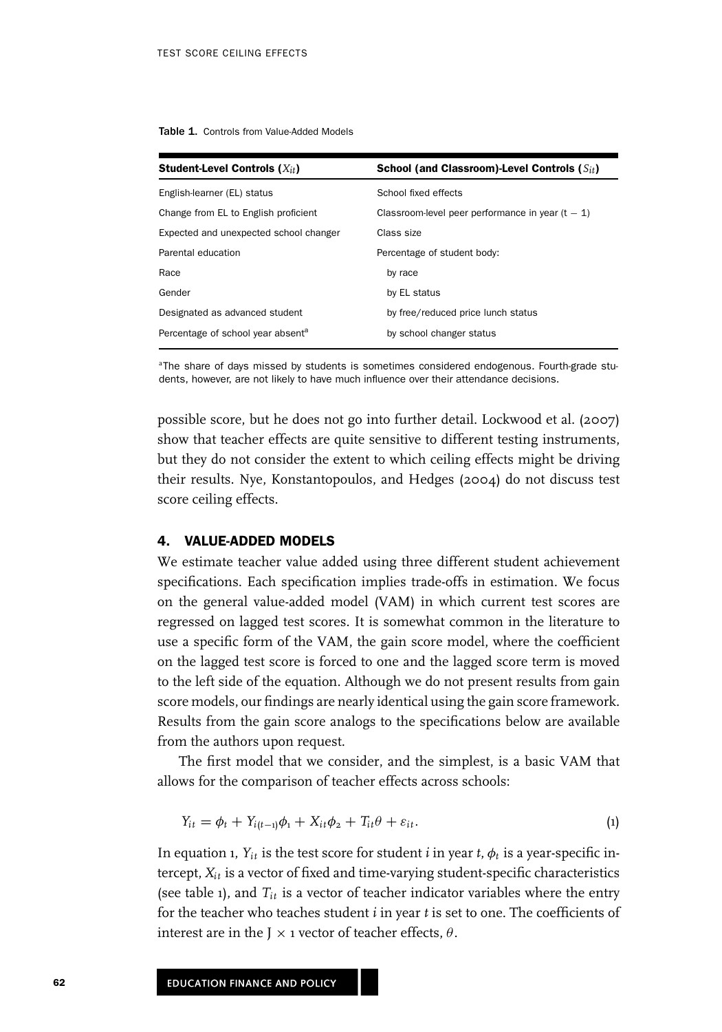Table 1. Controls from Value-Added Models

| Student-Level Controls ($X_{it}$) | School (and Classroom)-Level Controls ($S_{it}$) |
|---|---|
| English-learner (EL) status | School fixed effects |
| Change from EL to English proficient | Classroom-level peer performance in year (t − 1) |
| Expected and unexpected school changer | Class size |
| Parental education | Percentage of student body: |
| Race | by race |
| Gender | by EL status |
| Designated as advanced student | by free/reduced price lunch status |
| Percentage of school year absent[a] | by school changer status |

[a]The share of days missed by students is sometimes considered endogenous. Fourth-grade students, however, are not likely to have much influence over their attendance decisions.

possible score, but he does not go into further detail. Lockwood et al. (2007) show that teacher effects are quite sensitive to different testing instruments, but they do not consider the extent to which ceiling effects might be driving their results. Nye, Konstantopoulos, and Hedges (2004) do not discuss test score ceiling effects.

## 4. VALUE-ADDED MODELS

We estimate teacher value added using three different student achievement specifications. Each specification implies trade-offs in estimation. We focus on the general value-added model (VAM) in which current test scores are regressed on lagged test scores. It is somewhat common in the literature to use a specific form of the VAM, the gain score model, where the coefficient on the lagged test score is forced to one and the lagged score term is moved to the left side of the equation. Although we do not present results from gain score models, our findings are nearly identical using the gain score framework. Results from the gain score analogs to the specifications below are available from the authors upon request.

The first model that we consider, and the simplest, is a basic VAM that allows for the comparison of teacher effects across schools:

$$Y_{it} = \phi_t + Y_{i(t-1)}\phi_1 + X_{it}\phi_2 + T_{it}\theta + \varepsilon_{it}. \tag{1}$$

In equation 1, $Y_{it}$ is the test score for student $i$ in year $t$, $\phi_t$ is a year-specific intercept, $X_{it}$ is a vector of fixed and time-varying student-specific characteristics (see table 1), and $T_{it}$ is a vector of teacher indicator variables where the entry for the teacher who teaches student $i$ in year $t$ is set to one. The coefficients of interest are in the $J \times 1$ vector of teacher effects, $\theta$.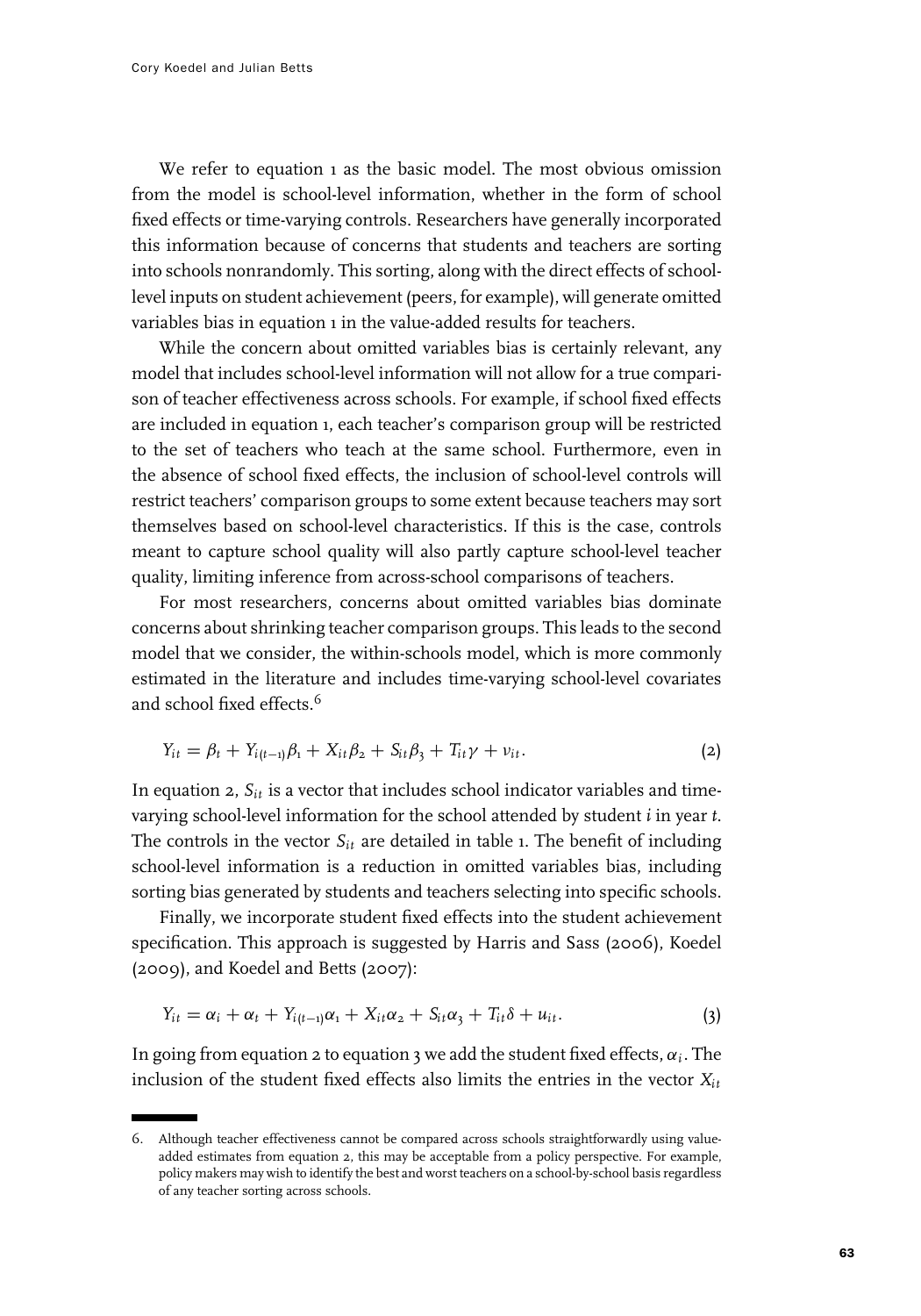We refer to equation 1 as the basic model. The most obvious omission from the model is school-level information, whether in the form of school fixed effects or time-varying controls. Researchers have generally incorporated this information because of concerns that students and teachers are sorting into schools nonrandomly. This sorting, along with the direct effects of school-level inputs on student achievement (peers, for example), will generate omitted variables bias in equation 1 in the value-added results for teachers.

While the concern about omitted variables bias is certainly relevant, any model that includes school-level information will not allow for a true comparison of teacher effectiveness across schools. For example, if school fixed effects are included in equation 1, each teacher's comparison group will be restricted to the set of teachers who teach at the same school. Furthermore, even in the absence of school fixed effects, the inclusion of school-level controls will restrict teachers' comparison groups to some extent because teachers may sort themselves based on school-level characteristics. If this is the case, controls meant to capture school quality will also partly capture school-level teacher quality, limiting inference from across-school comparisons of teachers.

For most researchers, concerns about omitted variables bias dominate concerns about shrinking teacher comparison groups. This leads to the second model that we consider, the within-schools model, which is more commonly estimated in the literature and includes time-varying school-level covariates and school fixed effects.[6]

$$Y_{it} = \beta_t + Y_{i(t-1)}\beta_1 + X_{it}\beta_2 + S_{it}\beta_3 + T_{it}\gamma + v_{it}. \tag{2}$$

In equation 2, $S_{it}$ is a vector that includes school indicator variables and time-varying school-level information for the school attended by student $i$ in year $t$. The controls in the vector $S_{it}$ are detailed in table 1. The benefit of including school-level information is a reduction in omitted variables bias, including sorting bias generated by students and teachers selecting into specific schools.

Finally, we incorporate student fixed effects into the student achievement specification. This approach is suggested by Harris and Sass (2006), Koedel (2009), and Koedel and Betts (2007):

$$Y_{it} = \alpha_i + \alpha_t + Y_{i(t-1)}\alpha_1 + X_{it}\alpha_2 + S_{it}\alpha_3 + T_{it}\delta + u_{it}. \tag{3}$$

In going from equation 2 to equation 3 we add the student fixed effects, $\alpha_i$. The inclusion of the student fixed effects also limits the entries in the vector $X_{it}$

---

6. Although teacher effectiveness cannot be compared across schools straightforwardly using value-added estimates from equation 2, this may be acceptable from a policy perspective. For example, policy makers may wish to identify the best and worst teachers on a school-by-school basis regardless of any teacher sorting across schools.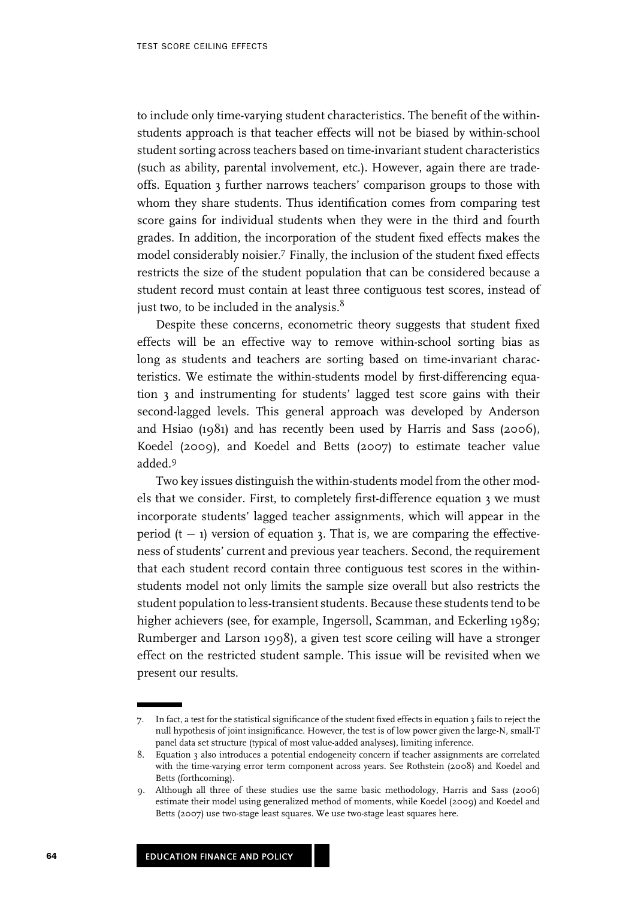to include only time-varying student characteristics. The benefit of the within-students approach is that teacher effects will not be biased by within-school student sorting across teachers based on time-invariant student characteristics (such as ability, parental involvement, etc.). However, again there are trade-offs. Equation 3 further narrows teachers' comparison groups to those with whom they share students. Thus identification comes from comparing test score gains for individual students when they were in the third and fourth grades. In addition, the incorporation of the student fixed effects makes the model considerably noisier.[7] Finally, the inclusion of the student fixed effects restricts the size of the student population that can be considered because a student record must contain at least three contiguous test scores, instead of just two, to be included in the analysis.[8]

Despite these concerns, econometric theory suggests that student fixed effects will be an effective way to remove within-school sorting bias as long as students and teachers are sorting based on time-invariant characteristics. We estimate the within-students model by first-differencing equation 3 and instrumenting for students' lagged test score gains with their second-lagged levels. This general approach was developed by Anderson and Hsiao (1981) and has recently been used by Harris and Sass (2006), Koedel (2009), and Koedel and Betts (2007) to estimate teacher value added.[9]

Two key issues distinguish the within-students model from the other models that we consider. First, to completely first-difference equation 3 we must incorporate students' lagged teacher assignments, which will appear in the period $(t - 1)$ version of equation 3. That is, we are comparing the effectiveness of students' current and previous year teachers. Second, the requirement that each student record contain three contiguous test scores in the within-students model not only limits the sample size overall but also restricts the student population to less-transient students. Because these students tend to be higher achievers (see, for example, Ingersoll, Scamman, and Eckerling 1989; Rumberger and Larson 1998), a given test score ceiling will have a stronger effect on the restricted student sample. This issue will be revisited when we present our results.

---

7. In fact, a test for the statistical significance of the student fixed effects in equation 3 fails to reject the null hypothesis of joint insignificance. However, the test is of low power given the large-N, small-T panel data set structure (typical of most value-added analyses), limiting inference.
8. Equation 3 also introduces a potential endogeneity concern if teacher assignments are correlated with the time-varying error term component across years. See Rothstein (2008) and Koedel and Betts (forthcoming).
9. Although all three of these studies use the same basic methodology, Harris and Sass (2006) estimate their model using generalized method of moments, while Koedel (2009) and Koedel and Betts (2007) use two-stage least squares. We use two-stage least squares here.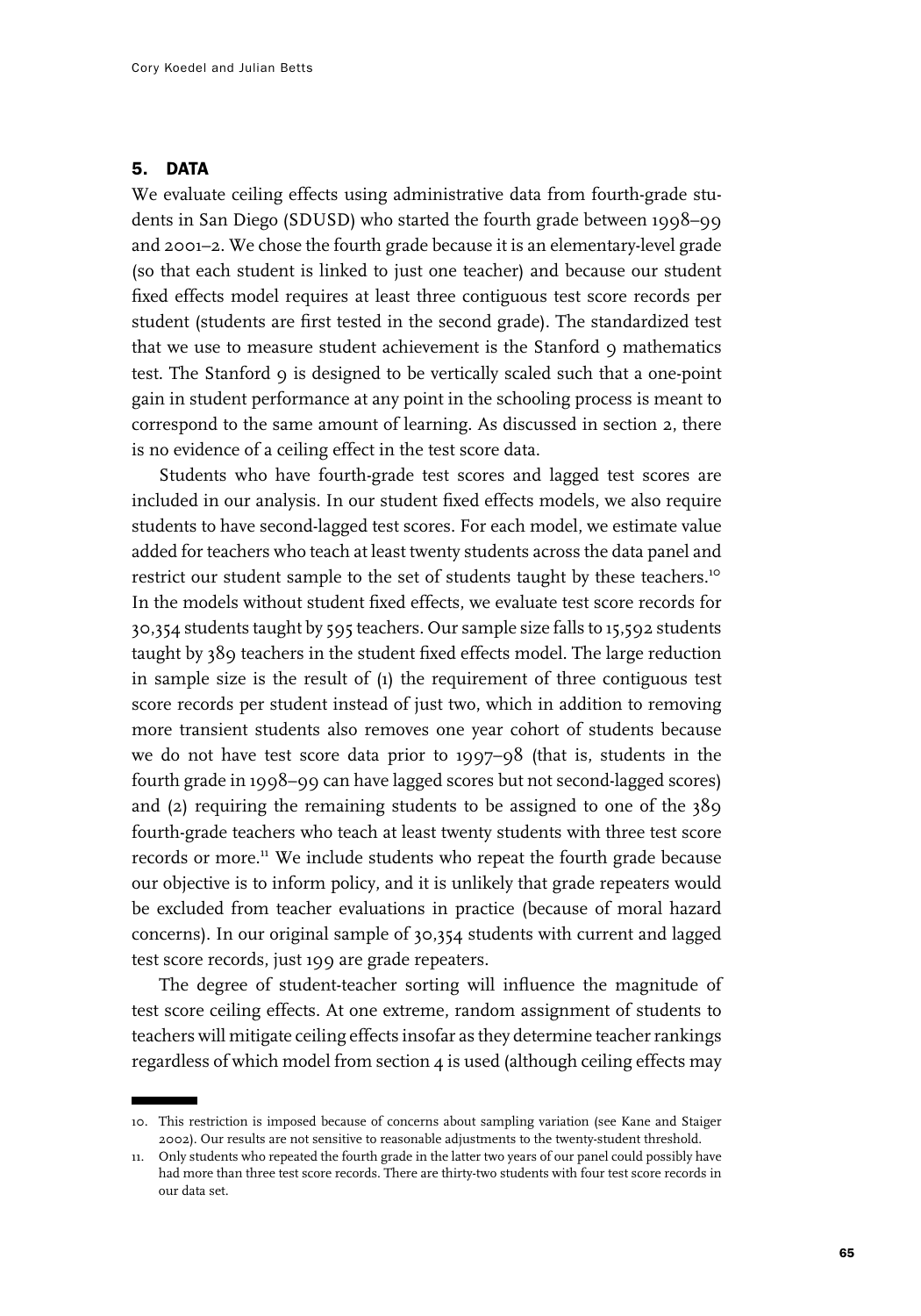## 5. DATA

We evaluate ceiling effects using administrative data from fourth-grade students in San Diego (SDUSD) who started the fourth grade between 1998–99 and 2001–2. We chose the fourth grade because it is an elementary-level grade (so that each student is linked to just one teacher) and because our student fixed effects model requires at least three contiguous test score records per student (students are first tested in the second grade). The standardized test that we use to measure student achievement is the Stanford 9 mathematics test. The Stanford 9 is designed to be vertically scaled such that a one-point gain in student performance at any point in the schooling process is meant to correspond to the same amount of learning. As discussed in section 2, there is no evidence of a ceiling effect in the test score data.

Students who have fourth-grade test scores and lagged test scores are included in our analysis. In our student fixed effects models, we also require students to have second-lagged test scores. For each model, we estimate value added for teachers who teach at least twenty students across the data panel and restrict our student sample to the set of students taught by these teachers.[10] In the models without student fixed effects, we evaluate test score records for 30,354 students taught by 595 teachers. Our sample size falls to 15,592 students taught by 389 teachers in the student fixed effects model. The large reduction in sample size is the result of (1) the requirement of three contiguous test score records per student instead of just two, which in addition to removing more transient students also removes one year cohort of students because we do not have test score data prior to 1997–98 (that is, students in the fourth grade in 1998–99 can have lagged scores but not second-lagged scores) and (2) requiring the remaining students to be assigned to one of the 389 fourth-grade teachers who teach at least twenty students with three test score records or more.[11] We include students who repeat the fourth grade because our objective is to inform policy, and it is unlikely that grade repeaters would be excluded from teacher evaluations in practice (because of moral hazard concerns). In our original sample of 30,354 students with current and lagged test score records, just 199 are grade repeaters.

The degree of student-teacher sorting will influence the magnitude of test score ceiling effects. At one extreme, random assignment of students to teachers will mitigate ceiling effects insofar as they determine teacher rankings regardless of which model from section 4 is used (although ceiling effects may

---

10. This restriction is imposed because of concerns about sampling variation (see Kane and Staiger 2002). Our results are not sensitive to reasonable adjustments to the twenty-student threshold.

11. Only students who repeated the fourth grade in the latter two years of our panel could possibly have had more than three test score records. There are thirty-two students with four test score records in our data set.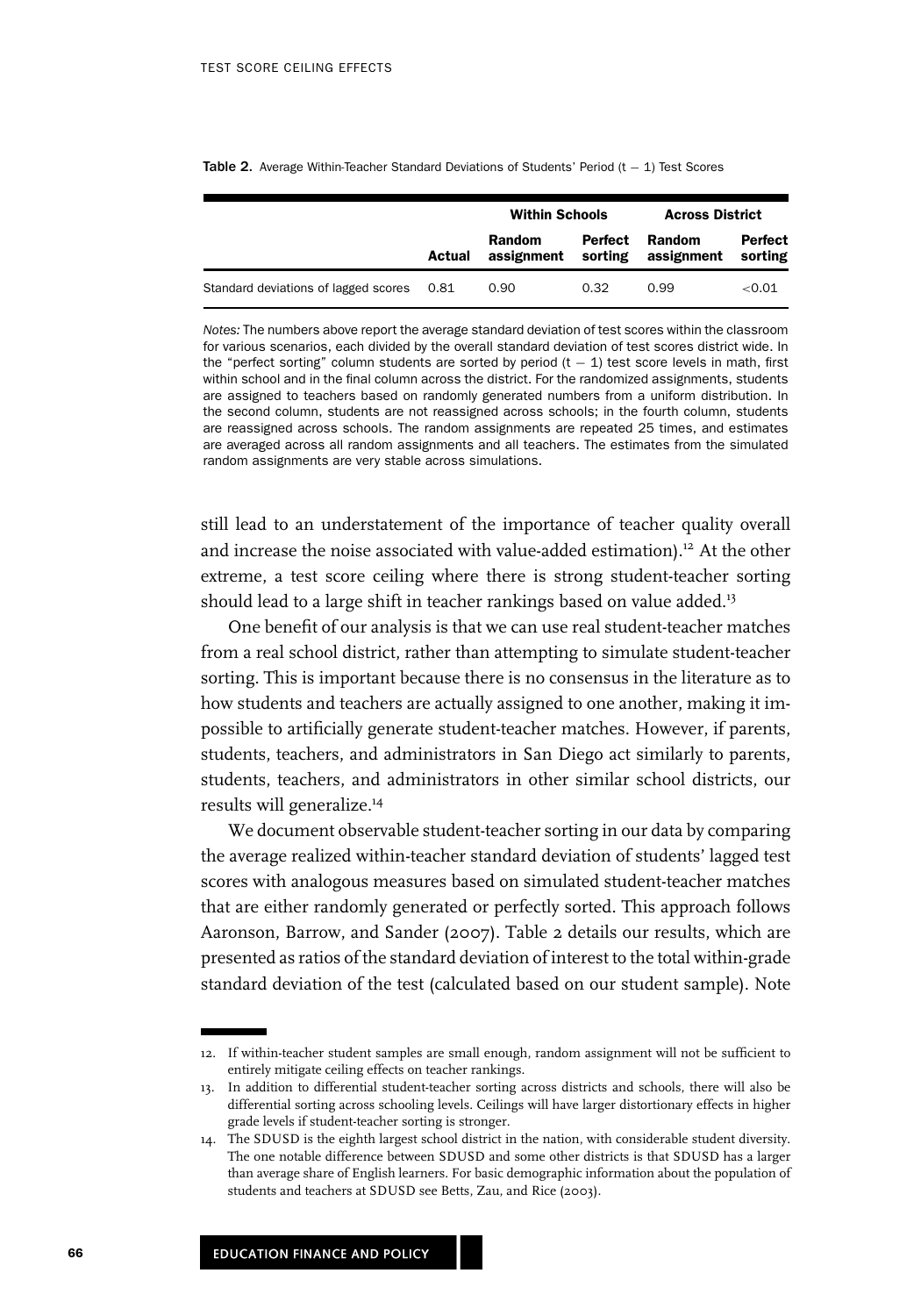**Table 2.** Average Within-Teacher Standard Deviations of Students' Period (t − 1) Test Scores

| | | Within Schools | | Across District | |
|---|---|---|---|---|---|
| | Actual | Random assignment | Perfect sorting | Random assignment | Perfect sorting |
| Standard deviations of lagged scores | 0.81 | 0.90 | 0.32 | 0.99 | <0.01 |

*Notes:* The numbers above report the average standard deviation of test scores within the classroom for various scenarios, each divided by the overall standard deviation of test scores district wide. In the "perfect sorting" column students are sorted by period (t − 1) test score levels in math, first within school and in the final column across the district. For the randomized assignments, students are assigned to teachers based on randomly generated numbers from a uniform distribution. In the second column, students are not reassigned across schools; in the fourth column, students are reassigned across schools. The random assignments are repeated 25 times, and estimates are averaged across all random assignments and all teachers. The estimates from the simulated random assignments are very stable across simulations.

still lead to an understatement of the importance of teacher quality overall and increase the noise associated with value-added estimation).[12] At the other extreme, a test score ceiling where there is strong student-teacher sorting should lead to a large shift in teacher rankings based on value added.[13]

One benefit of our analysis is that we can use real student-teacher matches from a real school district, rather than attempting to simulate student-teacher sorting. This is important because there is no consensus in the literature as to how students and teachers are actually assigned to one another, making it impossible to artificially generate student-teacher matches. However, if parents, students, teachers, and administrators in San Diego act similarly to parents, students, teachers, and administrators in other similar school districts, our results will generalize.[14]

We document observable student-teacher sorting in our data by comparing the average realized within-teacher standard deviation of students' lagged test scores with analogous measures based on simulated student-teacher matches that are either randomly generated or perfectly sorted. This approach follows Aaronson, Barrow, and Sander (2007). Table 2 details our results, which are presented as ratios of the standard deviation of interest to the total within-grade standard deviation of the test (calculated based on our student sample). Note

12. If within-teacher student samples are small enough, random assignment will not be sufficient to entirely mitigate ceiling effects on teacher rankings.
13. In addition to differential student-teacher sorting across districts and schools, there will also be differential sorting across schooling levels. Ceilings will have larger distortionary effects in higher grade levels if student-teacher sorting is stronger.
14. The SDUSD is the eighth largest school district in the nation, with considerable student diversity. The one notable difference between SDUSD and some other districts is that SDUSD has a larger than average share of English learners. For basic demographic information about the population of students and teachers at SDUSD see Betts, Zau, and Rice (2003).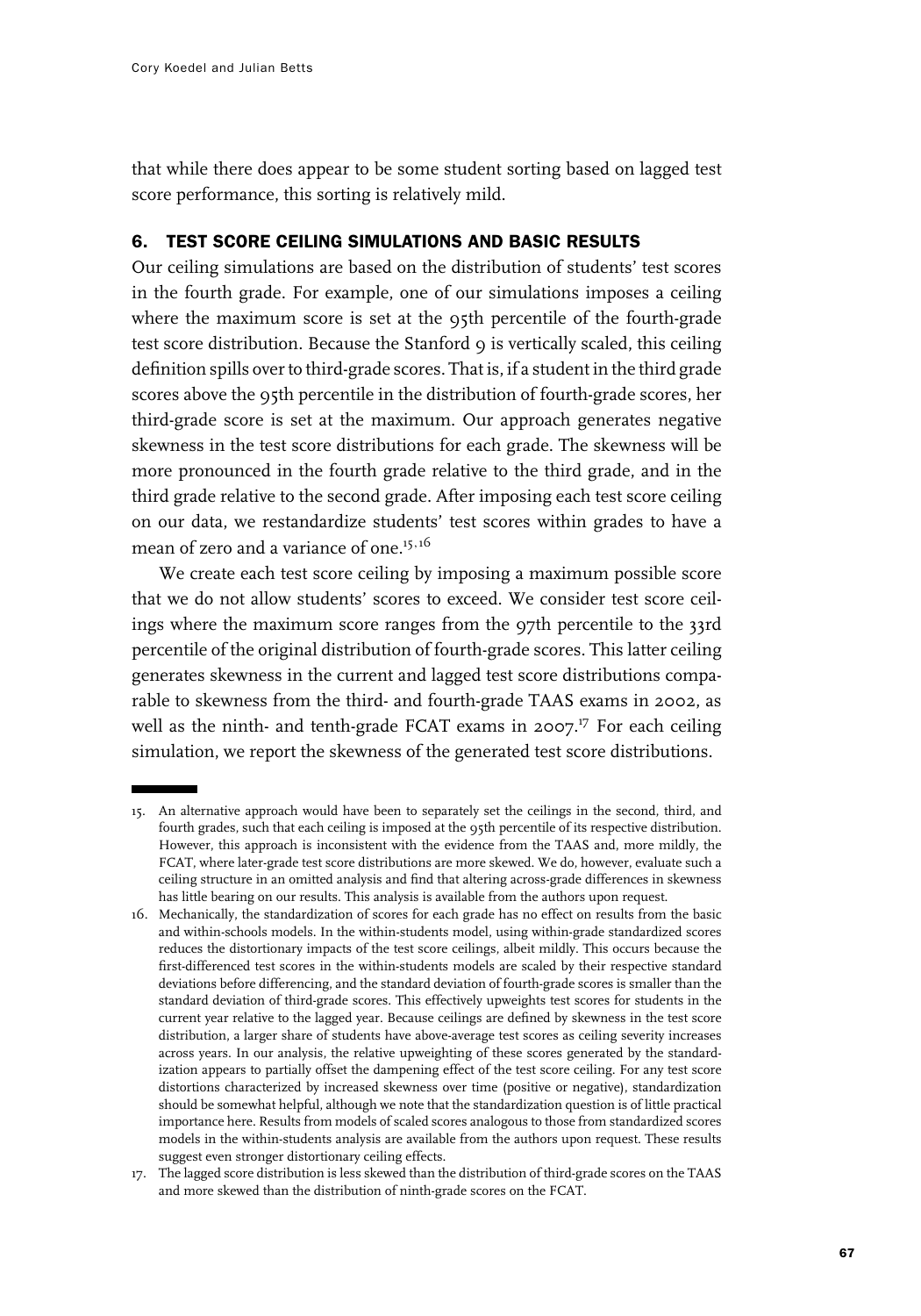that while there does appear to be some student sorting based on lagged test score performance, this sorting is relatively mild.

## 6. TEST SCORE CEILING SIMULATIONS AND BASIC RESULTS

Our ceiling simulations are based on the distribution of students' test scores in the fourth grade. For example, one of our simulations imposes a ceiling where the maximum score is set at the 95th percentile of the fourth-grade test score distribution. Because the Stanford 9 is vertically scaled, this ceiling definition spills over to third-grade scores. That is, if a student in the third grade scores above the 95th percentile in the distribution of fourth-grade scores, her third-grade score is set at the maximum. Our approach generates negative skewness in the test score distributions for each grade. The skewness will be more pronounced in the fourth grade relative to the third grade, and in the third grade relative to the second grade. After imposing each test score ceiling on our data, we restandardize students' test scores within grades to have a mean of zero and a variance of one.[15,16]

We create each test score ceiling by imposing a maximum possible score that we do not allow students' scores to exceed. We consider test score ceilings where the maximum score ranges from the 97th percentile to the 33rd percentile of the original distribution of fourth-grade scores. This latter ceiling generates skewness in the current and lagged test score distributions comparable to skewness from the third- and fourth-grade TAAS exams in 2002, as well as the ninth- and tenth-grade FCAT exams in 2007.[17] For each ceiling simulation, we report the skewness of the generated test score distributions.

---

15. An alternative approach would have been to separately set the ceilings in the second, third, and fourth grades, such that each ceiling is imposed at the 95th percentile of its respective distribution. However, this approach is inconsistent with the evidence from the TAAS and, more mildly, the FCAT, where later-grade test score distributions are more skewed. We do, however, evaluate such a ceiling structure in an omitted analysis and find that altering across-grade differences in skewness has little bearing on our results. This analysis is available from the authors upon request.
16. Mechanically, the standardization of scores for each grade has no effect on results from the basic and within-schools models. In the within-students model, using within-grade standardized scores reduces the distortionary impacts of the test score ceilings, albeit mildly. This occurs because the first-differenced test scores in the within-students models are scaled by their respective standard deviations before differencing, and the standard deviation of fourth-grade scores is smaller than the standard deviation of third-grade scores. This effectively upweights test scores for students in the current year relative to the lagged year. Because ceilings are defined by skewness in the test score distribution, a larger share of students have above-average test scores as ceiling severity increases across years. In our analysis, the relative upweighting of these scores generated by the standardization appears to partially offset the dampening effect of the test score ceiling. For any test score distortions characterized by increased skewness over time (positive or negative), standardization should be somewhat helpful, although we note that the standardization question is of little practical importance here. Results from models of scaled scores analogous to those from standardized scores models in the within-students analysis are available from the authors upon request. These results suggest even stronger distortionary ceiling effects.
17. The lagged score distribution is less skewed than the distribution of third-grade scores on the TAAS and more skewed than the distribution of ninth-grade scores on the FCAT.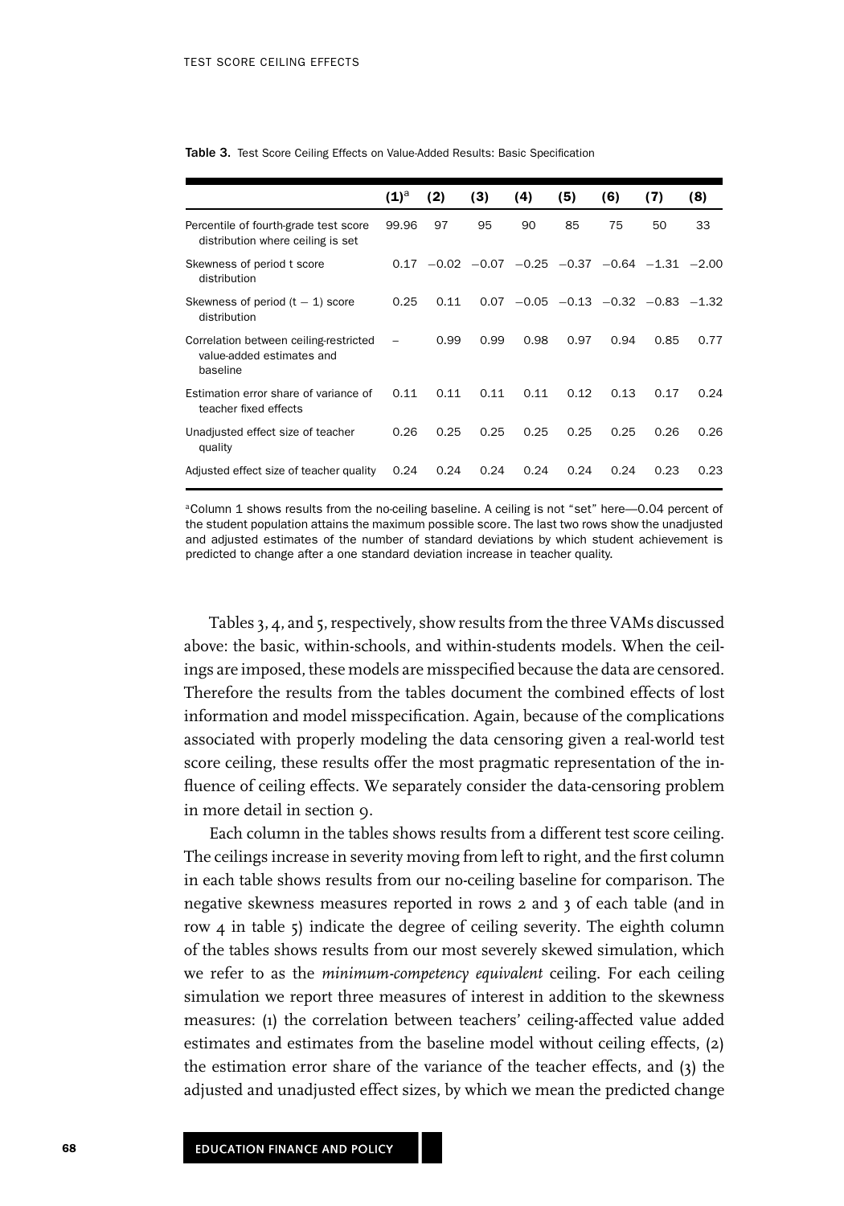**Table 3.** Test Score Ceiling Effects on Value-Added Results: Basic Specification

| | (1)[a] | (2) | (3) | (4) | (5) | (6) | (7) | (8) |
|---|---|---|---|---|---|---|---|---|
| Percentile of fourth-grade test score distribution where ceiling is set | 99.96 | 97 | 95 | 90 | 85 | 75 | 50 | 33 |
| Skewness of period t score distribution | 0.17 | −0.02 | −0.07 | −0.25 | −0.37 | −0.64 | −1.31 | −2.00 |
| Skewness of period (t − 1) score distribution | 0.25 | 0.11 | 0.07 | −0.05 | −0.13 | −0.32 | −0.83 | −1.32 |
| Correlation between ceiling-restricted value-added estimates and baseline | – | 0.99 | 0.99 | 0.98 | 0.97 | 0.94 | 0.85 | 0.77 |
| Estimation error share of variance of teacher fixed effects | 0.11 | 0.11 | 0.11 | 0.11 | 0.12 | 0.13 | 0.17 | 0.24 |
| Unadjusted effect size of teacher quality | 0.26 | 0.25 | 0.25 | 0.25 | 0.25 | 0.25 | 0.26 | 0.26 |
| Adjusted effect size of teacher quality | 0.24 | 0.24 | 0.24 | 0.24 | 0.24 | 0.24 | 0.23 | 0.23 |

[a]Column 1 shows results from the no-ceiling baseline. A ceiling is not "set" here—0.04 percent of the student population attains the maximum possible score. The last two rows show the unadjusted and adjusted estimates of the number of standard deviations by which student achievement is predicted to change after a one standard deviation increase in teacher quality.

Tables 3, 4, and 5, respectively, show results from the three VAMs discussed above: the basic, within-schools, and within-students models. When the ceilings are imposed, these models are misspecified because the data are censored. Therefore the results from the tables document the combined effects of lost information and model misspecification. Again, because of the complications associated with properly modeling the data censoring given a real-world test score ceiling, these results offer the most pragmatic representation of the influence of ceiling effects. We separately consider the data-censoring problem in more detail in section 9.

Each column in the tables shows results from a different test score ceiling. The ceilings increase in severity moving from left to right, and the first column in each table shows results from our no-ceiling baseline for comparison. The negative skewness measures reported in rows 2 and 3 of each table (and in row 4 in table 5) indicate the degree of ceiling severity. The eighth column of the tables shows results from our most severely skewed simulation, which we refer to as the *minimum-competency equivalent* ceiling. For each ceiling simulation we report three measures of interest in addition to the skewness measures: (1) the correlation between teachers' ceiling-affected value added estimates and estimates from the baseline model without ceiling effects, (2) the estimation error share of the variance of the teacher effects, and (3) the adjusted and unadjusted effect sizes, by which we mean the predicted change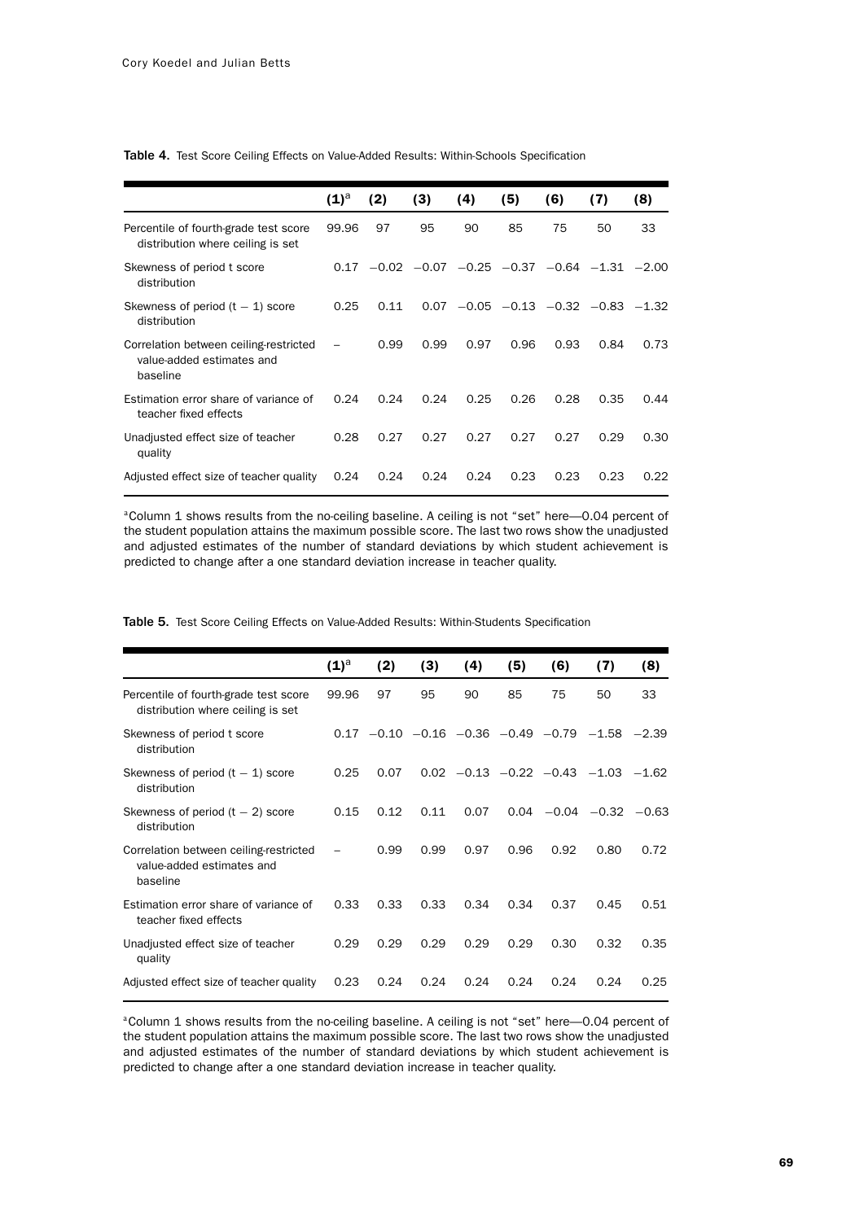**Table 4.** Test Score Ceiling Effects on Value-Added Results: Within-Schools Specification

| | (1)[a] | (2) | (3) | (4) | (5) | (6) | (7) | (8) |
|---|---|---|---|---|---|---|---|---|
| Percentile of fourth-grade test score distribution where ceiling is set | 99.96 | 97 | 95 | 90 | 85 | 75 | 50 | 33 |
| Skewness of period t score distribution | 0.17 | −0.02 | −0.07 | −0.25 | −0.37 | −0.64 | −1.31 | −2.00 |
| Skewness of period (t − 1) score distribution | 0.25 | 0.11 | 0.07 | −0.05 | −0.13 | −0.32 | −0.83 | −1.32 |
| Correlation between ceiling-restricted value-added estimates and baseline | – | 0.99 | 0.99 | 0.97 | 0.96 | 0.93 | 0.84 | 0.73 |
| Estimation error share of variance of teacher fixed effects | 0.24 | 0.24 | 0.24 | 0.25 | 0.26 | 0.28 | 0.35 | 0.44 |
| Unadjusted effect size of teacher quality | 0.28 | 0.27 | 0.27 | 0.27 | 0.27 | 0.27 | 0.29 | 0.30 |
| Adjusted effect size of teacher quality | 0.24 | 0.24 | 0.24 | 0.24 | 0.23 | 0.23 | 0.23 | 0.22 |

[a]Column 1 shows results from the no-ceiling baseline. A ceiling is not "set" here—0.04 percent of the student population attains the maximum possible score. The last two rows show the unadjusted and adjusted estimates of the number of standard deviations by which student achievement is predicted to change after a one standard deviation increase in teacher quality.

**Table 5.** Test Score Ceiling Effects on Value-Added Results: Within-Students Specification

| | (1)[a] | (2) | (3) | (4) | (5) | (6) | (7) | (8) |
|---|---|---|---|---|---|---|---|---|
| Percentile of fourth-grade test score distribution where ceiling is set | 99.96 | 97 | 95 | 90 | 85 | 75 | 50 | 33 |
| Skewness of period t score distribution | 0.17 | −0.10 | −0.16 | −0.36 | −0.49 | −0.79 | −1.58 | −2.39 |
| Skewness of period (t − 1) score distribution | 0.25 | 0.07 | 0.02 | −0.13 | −0.22 | −0.43 | −1.03 | −1.62 |
| Skewness of period (t − 2) score distribution | 0.15 | 0.12 | 0.11 | 0.07 | 0.04 | −0.04 | −0.32 | −0.63 |
| Correlation between ceiling-restricted value-added estimates and baseline | – | 0.99 | 0.99 | 0.97 | 0.96 | 0.92 | 0.80 | 0.72 |
| Estimation error share of variance of teacher fixed effects | 0.33 | 0.33 | 0.33 | 0.34 | 0.34 | 0.37 | 0.45 | 0.51 |
| Unadjusted effect size of teacher quality | 0.29 | 0.29 | 0.29 | 0.29 | 0.29 | 0.30 | 0.32 | 0.35 |
| Adjusted effect size of teacher quality | 0.23 | 0.24 | 0.24 | 0.24 | 0.24 | 0.24 | 0.24 | 0.25 |

[a]Column 1 shows results from the no-ceiling baseline. A ceiling is not "set" here—0.04 percent of the student population attains the maximum possible score. The last two rows show the unadjusted and adjusted estimates of the number of standard deviations by which student achievement is predicted to change after a one standard deviation increase in teacher quality.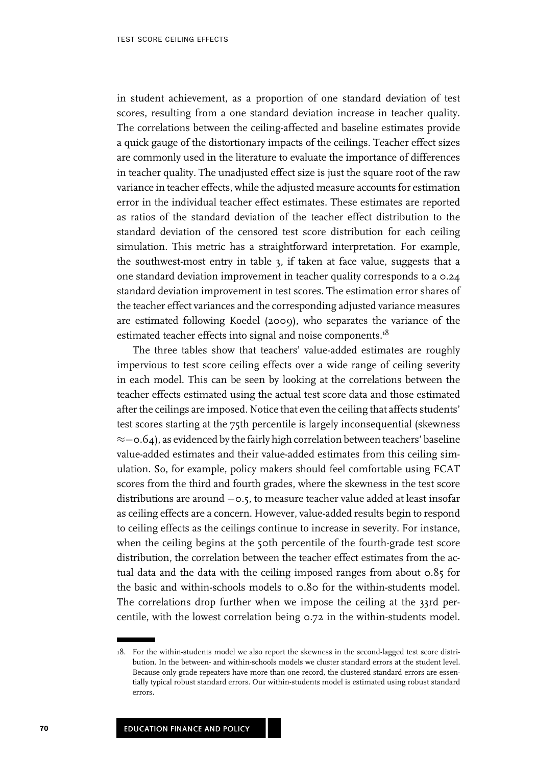in student achievement, as a proportion of one standard deviation of test scores, resulting from a one standard deviation increase in teacher quality. The correlations between the ceiling-affected and baseline estimates provide a quick gauge of the distortionary impacts of the ceilings. Teacher effect sizes are commonly used in the literature to evaluate the importance of differences in teacher quality. The unadjusted effect size is just the square root of the raw variance in teacher effects, while the adjusted measure accounts for estimation error in the individual teacher effect estimates. These estimates are reported as ratios of the standard deviation of the teacher effect distribution to the standard deviation of the censored test score distribution for each ceiling simulation. This metric has a straightforward interpretation. For example, the southwest-most entry in table 3, if taken at face value, suggests that a one standard deviation improvement in teacher quality corresponds to a 0.24 standard deviation improvement in test scores. The estimation error shares of the teacher effect variances and the corresponding adjusted variance measures are estimated following Koedel (2009), who separates the variance of the estimated teacher effects into signal and noise components.[18]

The three tables show that teachers' value-added estimates are roughly impervious to test score ceiling effects over a wide range of ceiling severity in each model. This can be seen by looking at the correlations between the teacher effects estimated using the actual test score data and those estimated after the ceilings are imposed. Notice that even the ceiling that affects students' test scores starting at the 75th percentile is largely inconsequential (skewness $\approx -0.64$), as evidenced by the fairly high correlation between teachers' baseline value-added estimates and their value-added estimates from this ceiling simulation. So, for example, policy makers should feel comfortable using FCAT scores from the third and fourth grades, where the skewness in the test score distributions are around $-0.5$, to measure teacher value added at least insofar as ceiling effects are a concern. However, value-added results begin to respond to ceiling effects as the ceilings continue to increase in severity. For instance, when the ceiling begins at the 50th percentile of the fourth-grade test score distribution, the correlation between the teacher effect estimates from the actual data and the data with the ceiling imposed ranges from about 0.85 for the basic and within-schools models to 0.80 for the within-students model. The correlations drop further when we impose the ceiling at the 33rd percentile, with the lowest correlation being 0.72 in the within-students model.

18. For the within-students model we also report the skewness in the second-lagged test score distribution. In the between- and within-schools models we cluster standard errors at the student level. Because only grade repeaters have more than one record, the clustered standard errors are essentially typical robust standard errors. Our within-students model is estimated using robust standard errors.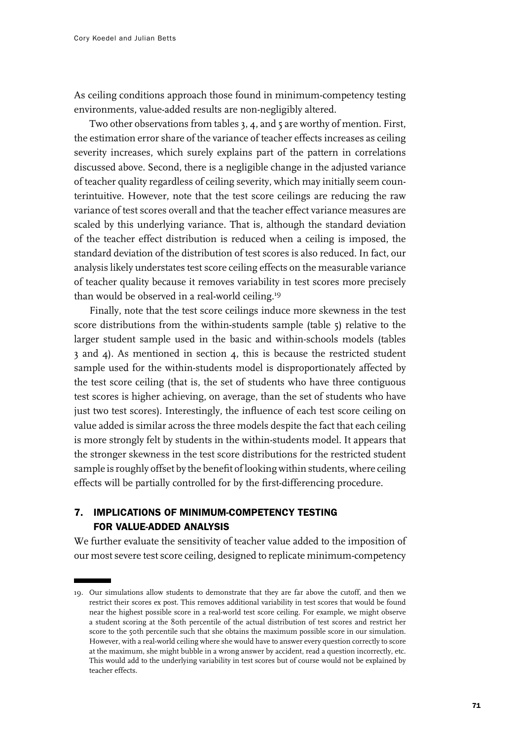As ceiling conditions approach those found in minimum-competency testing environments, value-added results are non-negligibly altered.

Two other observations from tables 3, 4, and 5 are worthy of mention. First, the estimation error share of the variance of teacher effects increases as ceiling severity increases, which surely explains part of the pattern in correlations discussed above. Second, there is a negligible change in the adjusted variance of teacher quality regardless of ceiling severity, which may initially seem counterintuitive. However, note that the test score ceilings are reducing the raw variance of test scores overall and that the teacher effect variance measures are scaled by this underlying variance. That is, although the standard deviation of the teacher effect distribution is reduced when a ceiling is imposed, the standard deviation of the distribution of test scores is also reduced. In fact, our analysis likely understates test score ceiling effects on the measurable variance of teacher quality because it removes variability in test scores more precisely than would be observed in a real-world ceiling.[19]

Finally, note that the test score ceilings induce more skewness in the test score distributions from the within-students sample (table 5) relative to the larger student sample used in the basic and within-schools models (tables 3 and 4). As mentioned in section 4, this is because the restricted student sample used for the within-students model is disproportionately affected by the test score ceiling (that is, the set of students who have three contiguous test scores is higher achieving, on average, than the set of students who have just two test scores). Interestingly, the influence of each test score ceiling on value added is similar across the three models despite the fact that each ceiling is more strongly felt by students in the within-students model. It appears that the stronger skewness in the test score distributions for the restricted student sample is roughly offset by the benefit of looking within students, where ceiling effects will be partially controlled for by the first-differencing procedure.

## 7. IMPLICATIONS OF MINIMUM-COMPETENCY TESTING FOR VALUE-ADDED ANALYSIS

We further evaluate the sensitivity of teacher value added to the imposition of our most severe test score ceiling, designed to replicate minimum-competency

---

19. Our simulations allow students to demonstrate that they are far above the cutoff, and then we restrict their scores ex post. This removes additional variability in test scores that would be found near the highest possible score in a real-world test score ceiling. For example, we might observe a student scoring at the 80th percentile of the actual distribution of test scores and restrict her score to the 50th percentile such that she obtains the maximum possible score in our simulation. However, with a real-world ceiling where she would have to answer every question correctly to score at the maximum, she might bubble in a wrong answer by accident, read a question incorrectly, etc. This would add to the underlying variability in test scores but of course would not be explained by teacher effects.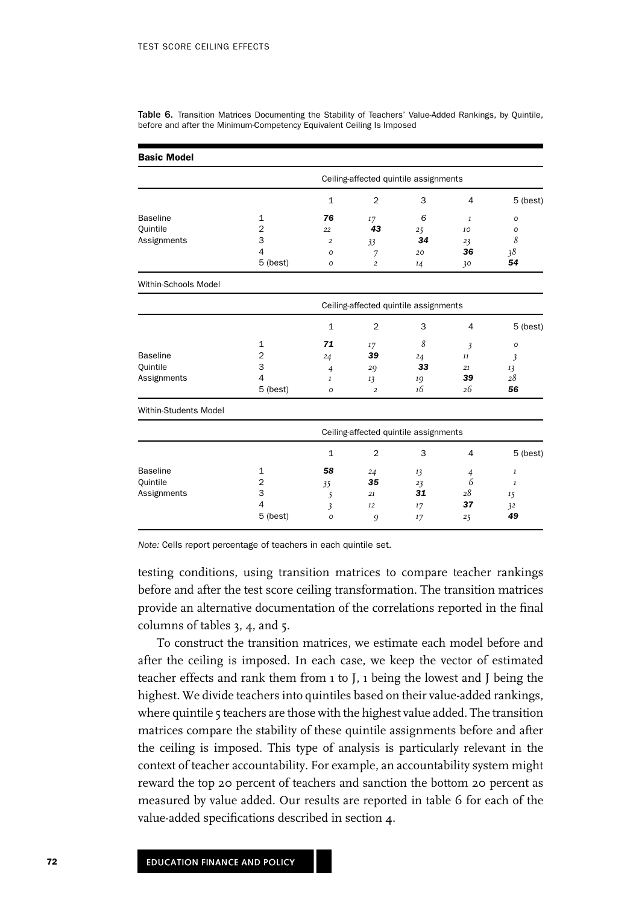**Table 6.** Transition Matrices Documenting the Stability of Teachers' Value-Added Rankings, by Quintile, before and after the Minimum-Competency Equivalent Ceiling Is Imposed

**Basic Model**

| | | Ceiling-affected quintile assignments | | | | |
|---|---|---|---|---|---|---|
| | | 1 | 2 | 3 | 4 | 5 (best) |
| Baseline Quintile Assignments | 1 | **76** | 17 | 6 | 1 | 0 |
| | 2 | 22 | **43** | 25 | 10 | 0 |
| | 3 | 2 | 33 | **34** | 23 | 8 |
| | 4 | 0 | 7 | 20 | **36** | 38 |
| | 5 (best) | 0 | 2 | 14 | 30 | **54** |

**Within-Schools Model**

| | | Ceiling-affected quintile assignments | | | | |
|---|---|---|---|---|---|---|
| | | 1 | 2 | 3 | 4 | 5 (best) |
| Baseline Quintile Assignments | 1 | **71** | 17 | 8 | 3 | 0 |
| | 2 | 24 | **39** | 24 | 11 | 3 |
| | 3 | 4 | 29 | **33** | 21 | 13 |
| | 4 | 1 | 13 | 19 | **39** | 28 |
| | 5 (best) | 0 | 2 | 16 | 26 | **56** |

**Within-Students Model**

| | | Ceiling-affected quintile assignments | | | | |
|---|---|---|---|---|---|---|
| | | 1 | 2 | 3 | 4 | 5 (best) |
| Baseline Quintile Assignments | 1 | **58** | 24 | 13 | 4 | 1 |
| | 2 | 35 | **35** | 23 | 6 | 1 |
| | 3 | 5 | 21 | **31** | 28 | 15 |
| | 4 | 3 | 12 | 17 | **37** | 32 |
| | 5 (best) | 0 | 9 | 17 | 25 | **49** |

*Note:* Cells report percentage of teachers in each quintile set.

testing conditions, using transition matrices to compare teacher rankings before and after the test score ceiling transformation. The transition matrices provide an alternative documentation of the correlations reported in the final columns of tables 3, 4, and 5.

To construct the transition matrices, we estimate each model before and after the ceiling is imposed. In each case, we keep the vector of estimated teacher effects and rank them from 1 to J, 1 being the lowest and J being the highest. We divide teachers into quintiles based on their value-added rankings, where quintile 5 teachers are those with the highest value added. The transition matrices compare the stability of these quintile assignments before and after the ceiling is imposed. This type of analysis is particularly relevant in the context of teacher accountability. For example, an accountability system might reward the top 20 percent of teachers and sanction the bottom 20 percent as measured by value added. Our results are reported in table 6 for each of the value-added specifications described in section 4.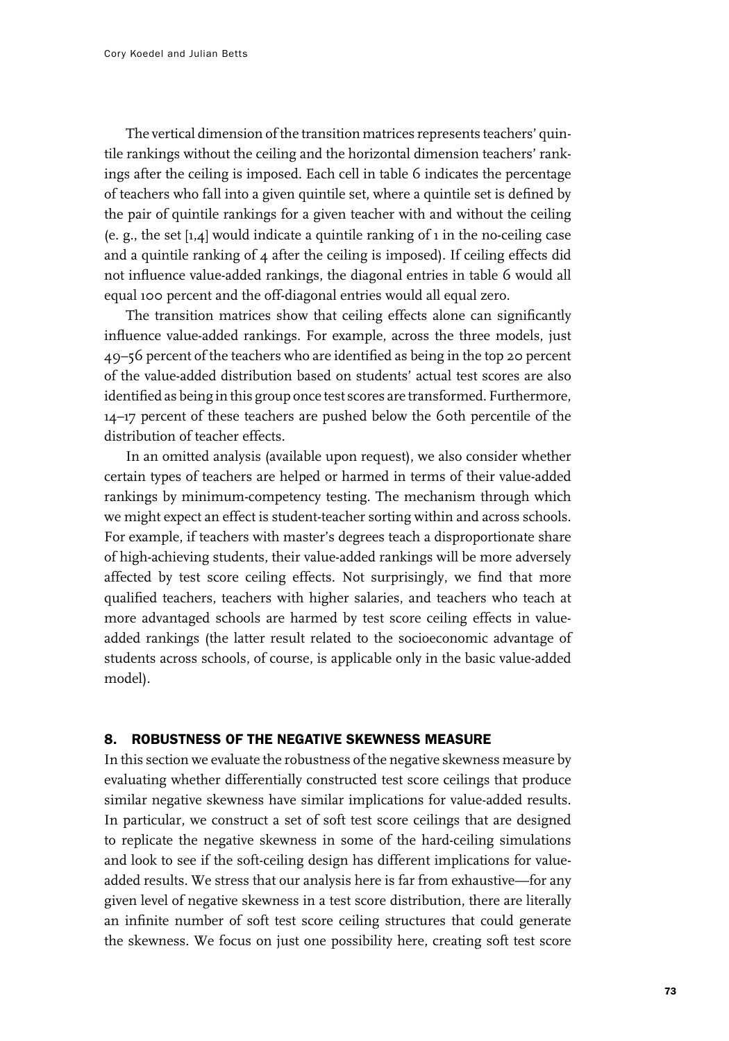The vertical dimension of the transition matrices represents teachers' quintile rankings without the ceiling and the horizontal dimension teachers' rankings after the ceiling is imposed. Each cell in table 6 indicates the percentage of teachers who fall into a given quintile set, where a quintile set is defined by the pair of quintile rankings for a given teacher with and without the ceiling (e. g., the set [1,4] would indicate a quintile ranking of 1 in the no-ceiling case and a quintile ranking of 4 after the ceiling is imposed). If ceiling effects did not influence value-added rankings, the diagonal entries in table 6 would all equal 100 percent and the off-diagonal entries would all equal zero.

The transition matrices show that ceiling effects alone can significantly influence value-added rankings. For example, across the three models, just 49–56 percent of the teachers who are identified as being in the top 20 percent of the value-added distribution based on students' actual test scores are also identified as being in this group once test scores are transformed. Furthermore, 14–17 percent of these teachers are pushed below the 60th percentile of the distribution of teacher effects.

In an omitted analysis (available upon request), we also consider whether certain types of teachers are helped or harmed in terms of their value-added rankings by minimum-competency testing. The mechanism through which we might expect an effect is student-teacher sorting within and across schools. For example, if teachers with master's degrees teach a disproportionate share of high-achieving students, their value-added rankings will be more adversely affected by test score ceiling effects. Not surprisingly, we find that more qualified teachers, teachers with higher salaries, and teachers who teach at more advantaged schools are harmed by test score ceiling effects in value-added rankings (the latter result related to the socioeconomic advantage of students across schools, of course, is applicable only in the basic value-added model).

## 8. ROBUSTNESS OF THE NEGATIVE SKEWNESS MEASURE

In this section we evaluate the robustness of the negative skewness measure by evaluating whether differentially constructed test score ceilings that produce similar negative skewness have similar implications for value-added results. In particular, we construct a set of soft test score ceilings that are designed to replicate the negative skewness in some of the hard-ceiling simulations and look to see if the soft-ceiling design has different implications for value-added results. We stress that our analysis here is far from exhaustive—for any given level of negative skewness in a test score distribution, there are literally an infinite number of soft test score ceiling structures that could generate the skewness. We focus on just one possibility here, creating soft test score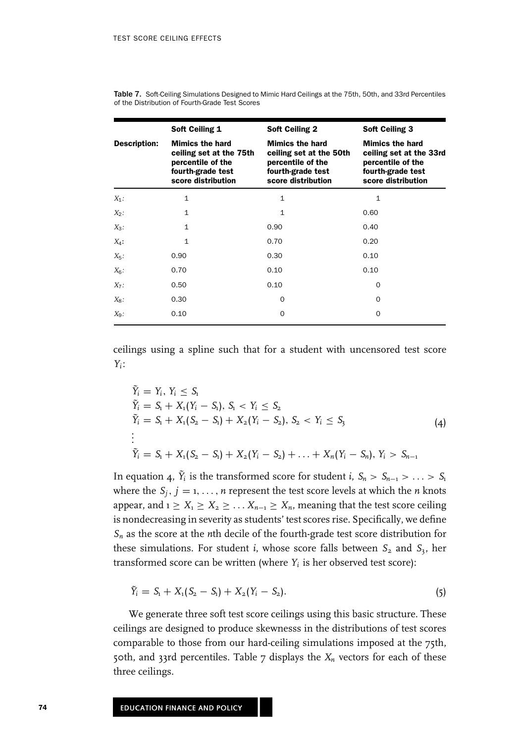Table 7. Soft-Ceiling Simulations Designed to Mimic Hard Ceilings at the 75th, 50th, and 33rd Percentiles of the Distribution of Fourth-Grade Test Scores

| | Soft Ceiling 1 | Soft Ceiling 2 | Soft Ceiling 3 |
|---|---|---|---|
| **Description:** | **Mimics the hard ceiling set at the 75th percentile of the fourth-grade test score distribution** | **Mimics the hard ceiling set at the 50th percentile of the fourth-grade test score distribution** | **Mimics the hard ceiling set at the 33rd percentile of the fourth-grade test score distribution** |
| $X_1$: | 1 | 1 | 1 |
| $X_2$: | 1 | 1 | 0.60 |
| $X_3$: | 1 | 0.90 | 0.40 |
| $X_4$: | 1 | 0.70 | 0.20 |
| $X_5$: | 0.90 | 0.30 | 0.10 |
| $X_6$: | 0.70 | 0.10 | 0.10 |
| $X_7$: | 0.50 | 0.10 | 0 |
| $X_8$: | 0.30 | 0 | 0 |
| $X_9$: | 0.10 | 0 | 0 |

ceilings using a spline such that for a student with uncensored test score $Y_i$:

$$
\begin{aligned}
&\tilde{Y}_i = Y_i,\ Y_i \leq S_1 \\
&\tilde{Y}_i = S_1 + X_1(Y_i - S_1),\ S_1 < Y_i \leq S_2 \\
&\tilde{Y}_i = S_1 + X_1(S_2 - S_1) + X_2(Y_i - S_2),\ S_2 < Y_i \leq S_3 \\
&\vdots \\
&\tilde{Y}_i = S_1 + X_1(S_2 - S_1) + X_2(Y_i - S_2) + \ldots + X_n(Y_i - S_n),\ Y_i > S_{n-1}
\end{aligned}
\tag{4}
$$

In equation 4, $\tilde{Y}_i$ is the transformed score for student $i$, $S_n > S_{n-1} > \ldots > S_1$ where the $S_j$, $j = 1, \ldots, n$ represent the test score levels at which the $n$ knots appear, and $1 \geq X_1 \geq X_2 \geq \ldots X_{n-1} \geq X_n$, meaning that the test score ceiling is nondecreasing in severity as students' test scores rise. Specifically, we define $S_n$ as the score at the $n$th decile of the fourth-grade test score distribution for these simulations. For student $i$, whose score falls between $S_2$ and $S_3$, her transformed score can be written (where $Y_i$ is her observed test score):

$$
\tilde{Y}_i = S_1 + X_1(S_2 - S_1) + X_2(Y_i - S_2). \tag{5}
$$

We generate three soft test score ceilings using this basic structure. These ceilings are designed to produce skewnesss in the distributions of test scores comparable to those from our hard-ceiling simulations imposed at the 75th, 50th, and 33rd percentiles. Table 7 displays the $X_n$ vectors for each of these three ceilings.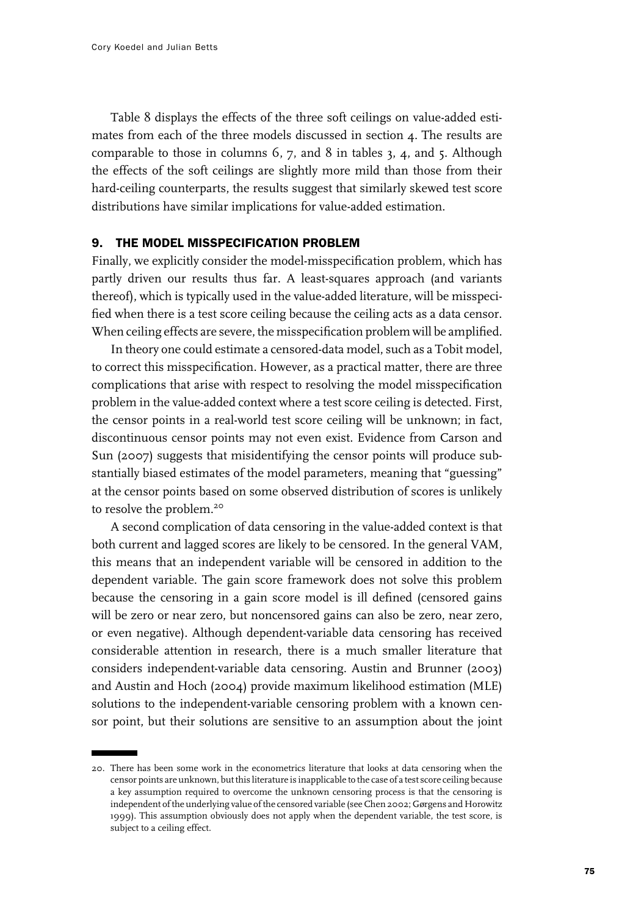Table 8 displays the effects of the three soft ceilings on value-added estimates from each of the three models discussed in section 4. The results are comparable to those in columns 6, 7, and 8 in tables 3, 4, and 5. Although the effects of the soft ceilings are slightly more mild than those from their hard-ceiling counterparts, the results suggest that similarly skewed test score distributions have similar implications for value-added estimation.

## 9. THE MODEL MISSPECIFICATION PROBLEM

Finally, we explicitly consider the model-misspecification problem, which has partly driven our results thus far. A least-squares approach (and variants thereof), which is typically used in the value-added literature, will be misspecified when there is a test score ceiling because the ceiling acts as a data censor. When ceiling effects are severe, the misspecification problem will be amplified.

In theory one could estimate a censored-data model, such as a Tobit model, to correct this misspecification. However, as a practical matter, there are three complications that arise with respect to resolving the model misspecification problem in the value-added context where a test score ceiling is detected. First, the censor points in a real-world test score ceiling will be unknown; in fact, discontinuous censor points may not even exist. Evidence from Carson and Sun (2007) suggests that misidentifying the censor points will produce substantially biased estimates of the model parameters, meaning that "guessing" at the censor points based on some observed distribution of scores is unlikely to resolve the problem.[20]

A second complication of data censoring in the value-added context is that both current and lagged scores are likely to be censored. In the general VAM, this means that an independent variable will be censored in addition to the dependent variable. The gain score framework does not solve this problem because the censoring in a gain score model is ill defined (censored gains will be zero or near zero, but noncensored gains can also be zero, near zero, or even negative). Although dependent-variable data censoring has received considerable attention in research, there is a much smaller literature that considers independent-variable data censoring. Austin and Brunner (2003) and Austin and Hoch (2004) provide maximum likelihood estimation (MLE) solutions to the independent-variable censoring problem with a known censor point, but their solutions are sensitive to an assumption about the joint

20. There has been some work in the econometrics literature that looks at data censoring when the censor points are unknown, but this literature is inapplicable to the case of a test score ceiling because a key assumption required to overcome the unknown censoring process is that the censoring is independent of the underlying value of the censored variable (see Chen 2002; Gørgens and Horowitz 1999). This assumption obviously does not apply when the dependent variable, the test score, is subject to a ceiling effect.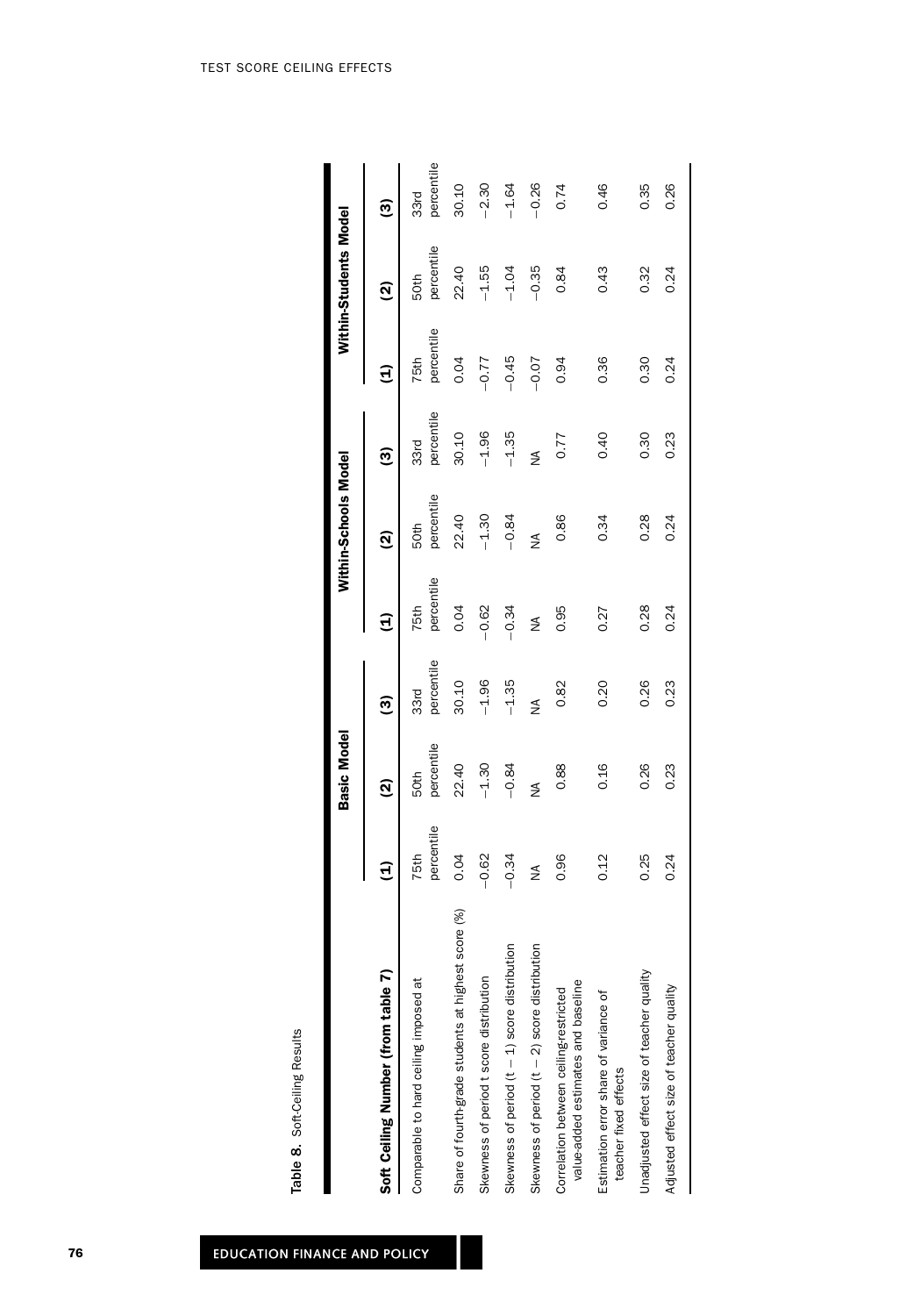**Table 8.** Soft-Ceiling Results

| Soft Ceiling Number (from table 7) | Basic Model (1) | Basic Model (2) | Basic Model (3) | Within-Schools Model (1) | Within-Schools Model (2) | Within-Schools Model (3) | Within-Students Model (1) | Within-Students Model (2) | Within-Students Model (3) |
|---|---|---|---|---|---|---|---|---|---|
| Comparable to hard ceiling imposed at | 75th percentile | 50th percentile | 33rd percentile | 75th percentile | 50th percentile | 33rd percentile | 75th percentile | 50th percentile | 33rd percentile |
| Share of fourth-grade students at highest score (%) | 0.04 | 22.40 | 30.10 | 0.04 | 22.40 | 30.10 | 0.04 | 22.40 | 30.10 |
| Skewness of period t score distribution | −0.62 | −1.30 | −1.96 | −0.62 | −1.30 | −1.96 | −0.77 | −1.55 | −2.30 |
| Skewness of period (t − 1) score distribution | −0.34 | −0.84 | −1.35 | −0.34 | −0.84 | −1.35 | −0.45 | −1.04 | −1.64 |
| Skewness of period (t − 2) score distribution | NA | NA | NA | NA | NA | NA | −0.07 | −0.35 | −0.26 |
| Correlation between ceiling-restricted value-added estimates and baseline | 0.96 | 0.88 | 0.82 | 0.95 | 0.86 | 0.77 | 0.94 | 0.84 | 0.74 |
| Estimation error share of variance of teacher fixed effects | 0.12 | 0.16 | 0.20 | 0.27 | 0.34 | 0.40 | 0.36 | 0.43 | 0.46 |
| Unadjusted effect size of teacher quality | 0.25 | 0.26 | 0.26 | 0.28 | 0.28 | 0.30 | 0.30 | 0.32 | 0.35 |
| Adjusted effect size of teacher quality | 0.24 | 0.23 | 0.23 | 0.24 | 0.24 | 0.23 | 0.24 | 0.24 | 0.26 |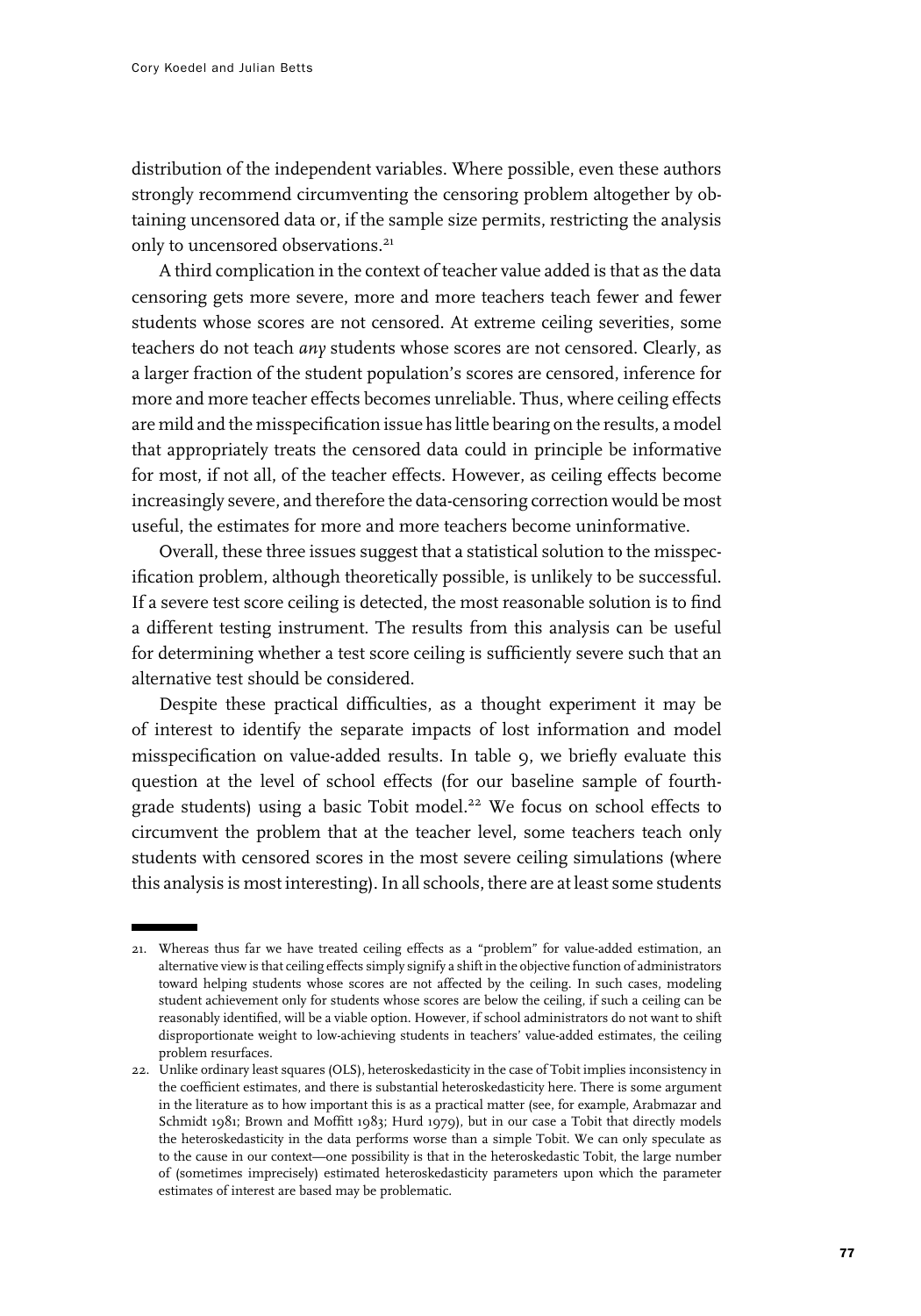distribution of the independent variables. Where possible, even these authors strongly recommend circumventing the censoring problem altogether by obtaining uncensored data or, if the sample size permits, restricting the analysis only to uncensored observations.[21]

A third complication in the context of teacher value added is that as the data censoring gets more severe, more and more teachers teach fewer and fewer students whose scores are not censored. At extreme ceiling severities, some teachers do not teach *any* students whose scores are not censored. Clearly, as a larger fraction of the student population's scores are censored, inference for more and more teacher effects becomes unreliable. Thus, where ceiling effects are mild and the misspecification issue has little bearing on the results, a model that appropriately treats the censored data could in principle be informative for most, if not all, of the teacher effects. However, as ceiling effects become increasingly severe, and therefore the data-censoring correction would be most useful, the estimates for more and more teachers become uninformative.

Overall, these three issues suggest that a statistical solution to the misspecification problem, although theoretically possible, is unlikely to be successful. If a severe test score ceiling is detected, the most reasonable solution is to find a different testing instrument. The results from this analysis can be useful for determining whether a test score ceiling is sufficiently severe such that an alternative test should be considered.

Despite these practical difficulties, as a thought experiment it may be of interest to identify the separate impacts of lost information and model misspecification on value-added results. In table 9, we briefly evaluate this question at the level of school effects (for our baseline sample of fourth-grade students) using a basic Tobit model.[22] We focus on school effects to circumvent the problem that at the teacher level, some teachers teach only students with censored scores in the most severe ceiling simulations (where this analysis is most interesting). In all schools, there are at least some students

21. Whereas thus far we have treated ceiling effects as a "problem" for value-added estimation, an alternative view is that ceiling effects simply signify a shift in the objective function of administrators toward helping students whose scores are not affected by the ceiling. In such cases, modeling student achievement only for students whose scores are below the ceiling, if such a ceiling can be reasonably identified, will be a viable option. However, if school administrators do not want to shift disproportionate weight to low-achieving students in teachers' value-added estimates, the ceiling problem resurfaces.

22. Unlike ordinary least squares (OLS), heteroskedasticity in the case of Tobit implies inconsistency in the coefficient estimates, and there is substantial heteroskedasticity here. There is some argument in the literature as to how important this is as a practical matter (see, for example, Arabmazar and Schmidt 1981; Brown and Moffitt 1983; Hurd 1979), but in our case a Tobit that directly models the heteroskedasticity in the data performs worse than a simple Tobit. We can only speculate as to the cause in our context—one possibility is that in the heteroskedastic Tobit, the large number of (sometimes imprecisely) estimated heteroskedasticity parameters upon which the parameter estimates of interest are based may be problematic.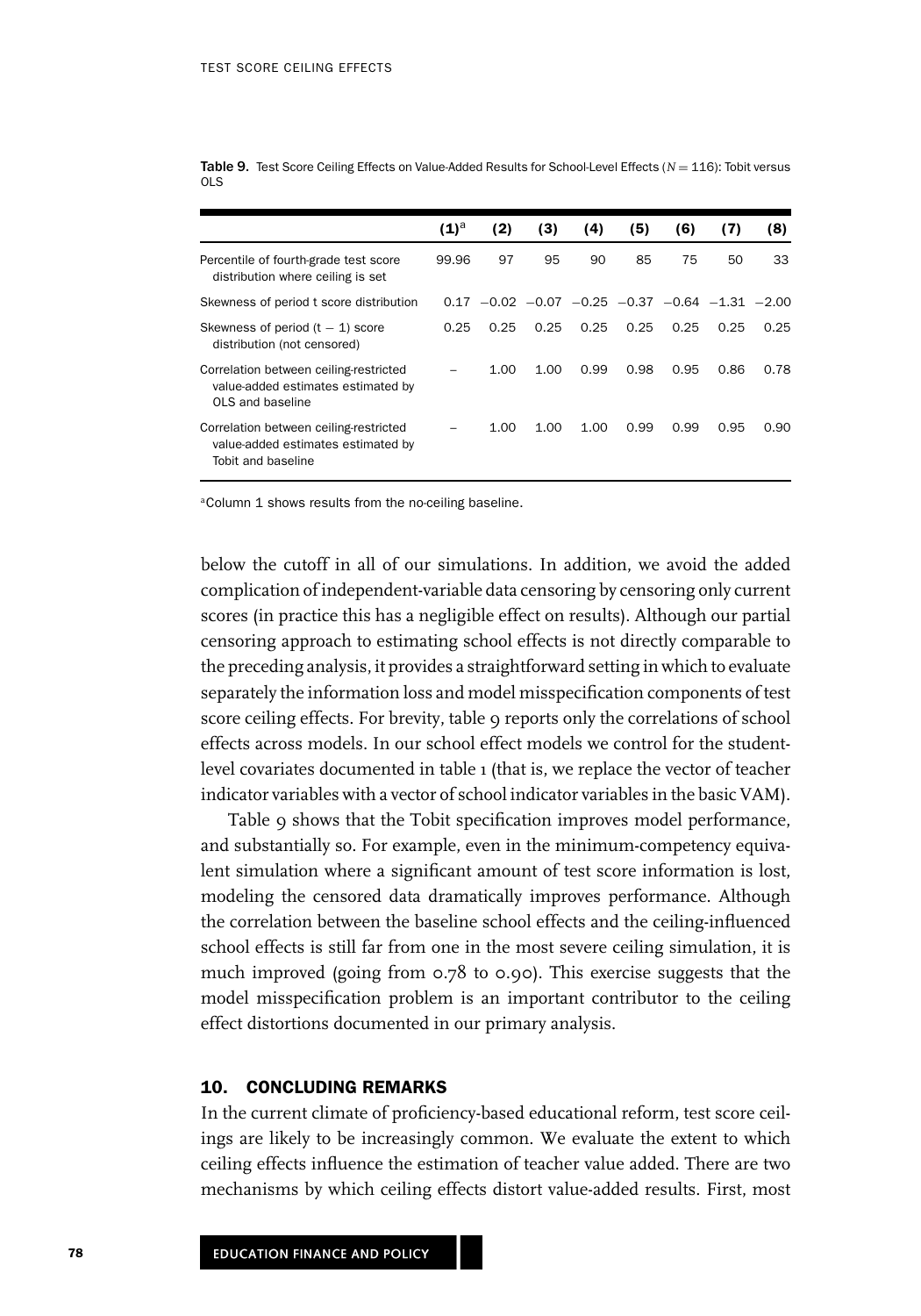**Table 9.** Test Score Ceiling Effects on Value-Added Results for School-Level Effects ($N = 116$): Tobit versus OLS

| | (1)[a] | (2) | (3) | (4) | (5) | (6) | (7) | (8) |
|---|---|---|---|---|---|---|---|---|
| Percentile of fourth-grade test score distribution where ceiling is set | 99.96 | 97 | 95 | 90 | 85 | 75 | 50 | 33 |
| Skewness of period t score distribution | 0.17 | −0.02 | −0.07 | −0.25 | −0.37 | −0.64 | −1.31 | −2.00 |
| Skewness of period ($t - 1$) score distribution (not censored) | 0.25 | 0.25 | 0.25 | 0.25 | 0.25 | 0.25 | 0.25 | 0.25 |
| Correlation between ceiling-restricted value-added estimates estimated by OLS and baseline | – | 1.00 | 1.00 | 0.99 | 0.98 | 0.95 | 0.86 | 0.78 |
| Correlation between ceiling-restricted value-added estimates estimated by Tobit and baseline | – | 1.00 | 1.00 | 1.00 | 0.99 | 0.99 | 0.95 | 0.90 |

[a]Column 1 shows results from the no-ceiling baseline.

below the cutoff in all of our simulations. In addition, we avoid the added complication of independent-variable data censoring by censoring only current scores (in practice this has a negligible effect on results). Although our partial censoring approach to estimating school effects is not directly comparable to the preceding analysis, it provides a straightforward setting in which to evaluate separately the information loss and model misspecification components of test score ceiling effects. For brevity, table 9 reports only the correlations of school effects across models. In our school effect models we control for the student-level covariates documented in table 1 (that is, we replace the vector of teacher indicator variables with a vector of school indicator variables in the basic VAM).

Table 9 shows that the Tobit specification improves model performance, and substantially so. For example, even in the minimum-competency equivalent simulation where a significant amount of test score information is lost, modeling the censored data dramatically improves performance. Although the correlation between the baseline school effects and the ceiling-influenced school effects is still far from one in the most severe ceiling simulation, it is much improved (going from 0.78 to 0.90). This exercise suggests that the model misspecification problem is an important contributor to the ceiling effect distortions documented in our primary analysis.

## 10. CONCLUDING REMARKS

In the current climate of proficiency-based educational reform, test score ceilings are likely to be increasingly common. We evaluate the extent to which ceiling effects influence the estimation of teacher value added. There are two mechanisms by which ceiling effects distort value-added results. First, most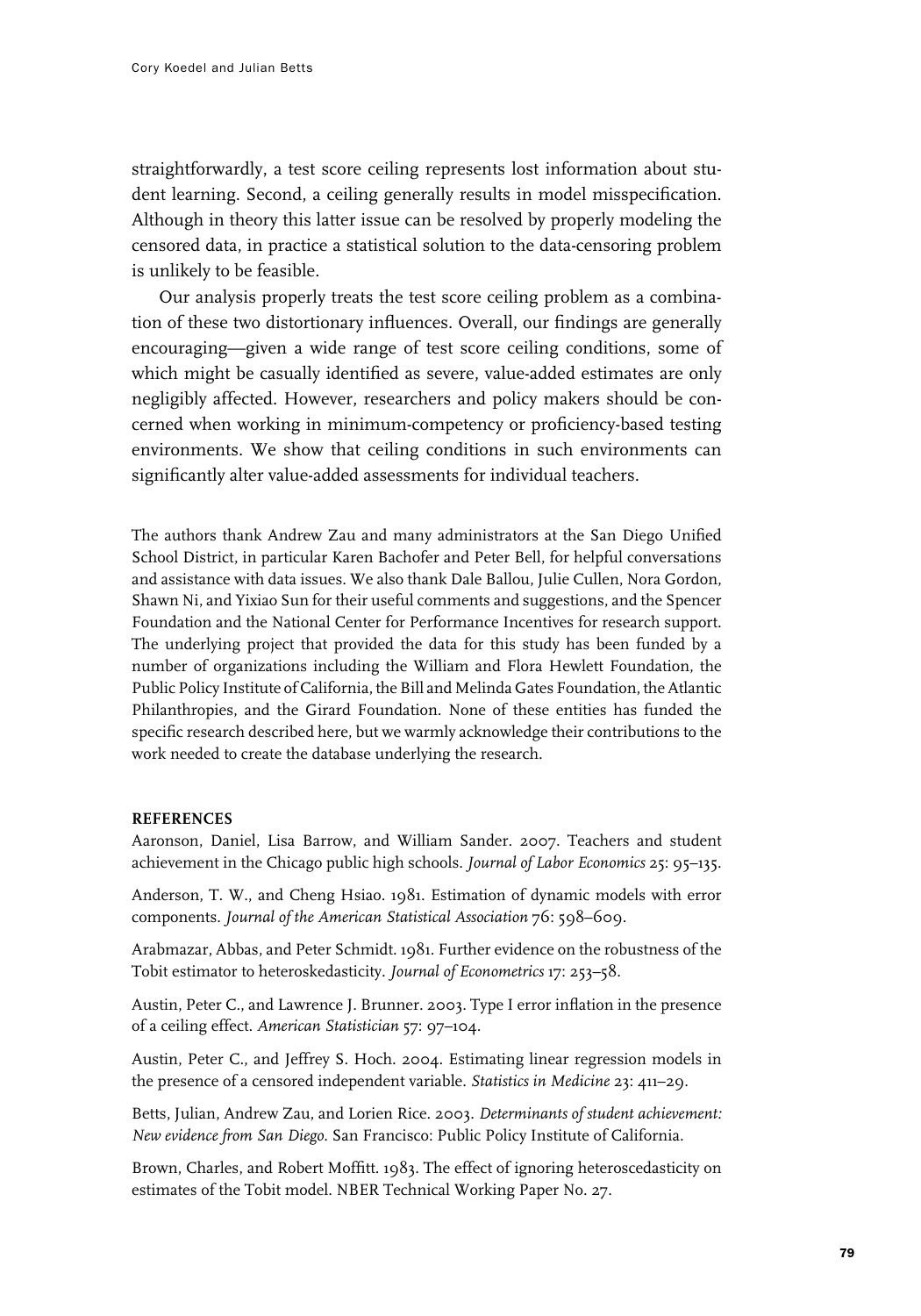straightforwardly, a test score ceiling represents lost information about student learning. Second, a ceiling generally results in model misspecification. Although in theory this latter issue can be resolved by properly modeling the censored data, in practice a statistical solution to the data-censoring problem is unlikely to be feasible.

Our analysis properly treats the test score ceiling problem as a combination of these two distortionary influences. Overall, our findings are generally encouraging—given a wide range of test score ceiling conditions, some of which might be casually identified as severe, value-added estimates are only negligibly affected. However, researchers and policy makers should be concerned when working in minimum-competency or proficiency-based testing environments. We show that ceiling conditions in such environments can significantly alter value-added assessments for individual teachers.

The authors thank Andrew Zau and many administrators at the San Diego Unified School District, in particular Karen Bachofer and Peter Bell, for helpful conversations and assistance with data issues. We also thank Dale Ballou, Julie Cullen, Nora Gordon, Shawn Ni, and Yixiao Sun for their useful comments and suggestions, and the Spencer Foundation and the National Center for Performance Incentives for research support. The underlying project that provided the data for this study has been funded by a number of organizations including the William and Flora Hewlett Foundation, the Public Policy Institute of California, the Bill and Melinda Gates Foundation, the Atlantic Philanthropies, and the Girard Foundation. None of these entities has funded the specific research described here, but we warmly acknowledge their contributions to the work needed to create the database underlying the research.

## REFERENCES

Aaronson, Daniel, Lisa Barrow, and William Sander. 2007. Teachers and student achievement in the Chicago public high schools. *Journal of Labor Economics* 25: 95–135.

Anderson, T. W., and Cheng Hsiao. 1981. Estimation of dynamic models with error components. *Journal of the American Statistical Association* 76: 598–609.

Arabmazar, Abbas, and Peter Schmidt. 1981. Further evidence on the robustness of the Tobit estimator to heteroskedasticity. *Journal of Econometrics* 17: 253–58.

Austin, Peter C., and Lawrence J. Brunner. 2003. Type I error inflation in the presence of a ceiling effect. *American Statistician* 57: 97–104.

Austin, Peter C., and Jeffrey S. Hoch. 2004. Estimating linear regression models in the presence of a censored independent variable. *Statistics in Medicine* 23: 411–29.

Betts, Julian, Andrew Zau, and Lorien Rice. 2003. *Determinants of student achievement: New evidence from San Diego*. San Francisco: Public Policy Institute of California.

Brown, Charles, and Robert Moffitt. 1983. The effect of ignoring heteroscedasticity on estimates of the Tobit model. NBER Technical Working Paper No. 27.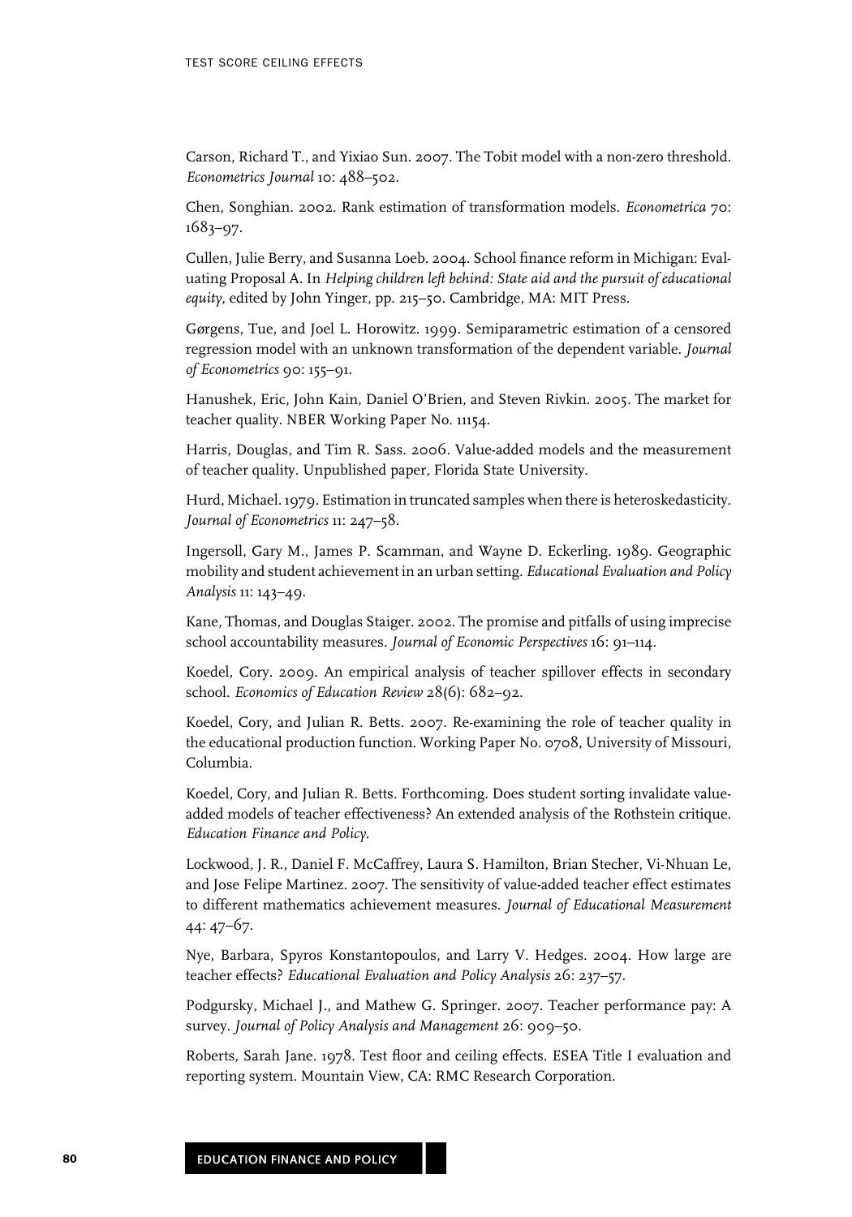Carson, Richard T., and Yixiao Sun. 2007. The Tobit model with a non-zero threshold. *Econometrics Journal* 10: 488–502.

Chen, Songhian. 2002. Rank estimation of transformation models. *Econometrica* 70: 1683–97.

Cullen, Julie Berry, and Susanna Loeb. 2004. School finance reform in Michigan: Evaluating Proposal A. In *Helping children left behind: State aid and the pursuit of educational equity*, edited by John Yinger, pp. 215–50. Cambridge, MA: MIT Press.

Gørgens, Tue, and Joel L. Horowitz. 1999. Semiparametric estimation of a censored regression model with an unknown transformation of the dependent variable. *Journal of Econometrics* 90: 155–91.

Hanushek, Eric, John Kain, Daniel O'Brien, and Steven Rivkin. 2005. The market for teacher quality. NBER Working Paper No. 11154.

Harris, Douglas, and Tim R. Sass. 2006. Value-added models and the measurement of teacher quality. Unpublished paper, Florida State University.

Hurd, Michael. 1979. Estimation in truncated samples when there is heteroskedasticity. *Journal of Econometrics* 11: 247–58.

Ingersoll, Gary M., James P. Scamman, and Wayne D. Eckerling. 1989. Geographic mobility and student achievement in an urban setting. *Educational Evaluation and Policy Analysis* 11: 143–49.

Kane, Thomas, and Douglas Staiger. 2002. The promise and pitfalls of using imprecise school accountability measures. *Journal of Economic Perspectives* 16: 91–114.

Koedel, Cory. 2009. An empirical analysis of teacher spillover effects in secondary school. *Economics of Education Review* 28(6): 682–92.

Koedel, Cory, and Julian R. Betts. 2007. Re-examining the role of teacher quality in the educational production function. Working Paper No. 0708, University of Missouri, Columbia.

Koedel, Cory, and Julian R. Betts. Forthcoming. Does student sorting invalidate value-added models of teacher effectiveness? An extended analysis of the Rothstein critique. *Education Finance and Policy*.

Lockwood, J. R., Daniel F. McCaffrey, Laura S. Hamilton, Brian Stecher, Vi-Nhuan Le, and Jose Felipe Martinez. 2007. The sensitivity of value-added teacher effect estimates to different mathematics achievement measures. *Journal of Educational Measurement* 44: 47–67.

Nye, Barbara, Spyros Konstantopoulos, and Larry V. Hedges. 2004. How large are teacher effects? *Educational Evaluation and Policy Analysis* 26: 237–57.

Podgursky, Michael J., and Mathew G. Springer. 2007. Teacher performance pay: A survey. *Journal of Policy Analysis and Management* 26: 909–50.

Roberts, Sarah Jane. 1978. Test floor and ceiling effects. ESEA Title I evaluation and reporting system. Mountain View, CA: RMC Research Corporation.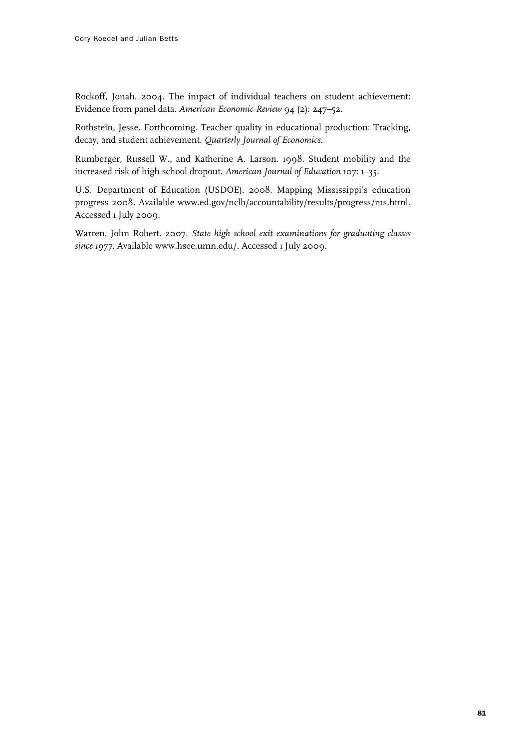Rockoff, Jonah. 2004. The impact of individual teachers on student achievement: Evidence from panel data. *American Economic Review* 94 (2): 247–52.

Rothstein, Jesse. Forthcoming. Teacher quality in educational production: Tracking, decay, and student achievement. *Quarterly Journal of Economics*.

Rumberger, Russell W., and Katherine A. Larson. 1998. Student mobility and the increased risk of high school dropout. *American Journal of Education* 107: 1–35.

U.S. Department of Education (USDOE). 2008. Mapping Mississippi's education progress 2008. Available www.ed.gov/nclb/accountability/results/progress/ms.html. Accessed 1 July 2009.

Warren, John Robert. 2007. *State high school exit examinations for graduating classes since 1977*. Available www.hsee.umn.edu/. Accessed 1 July 2009.